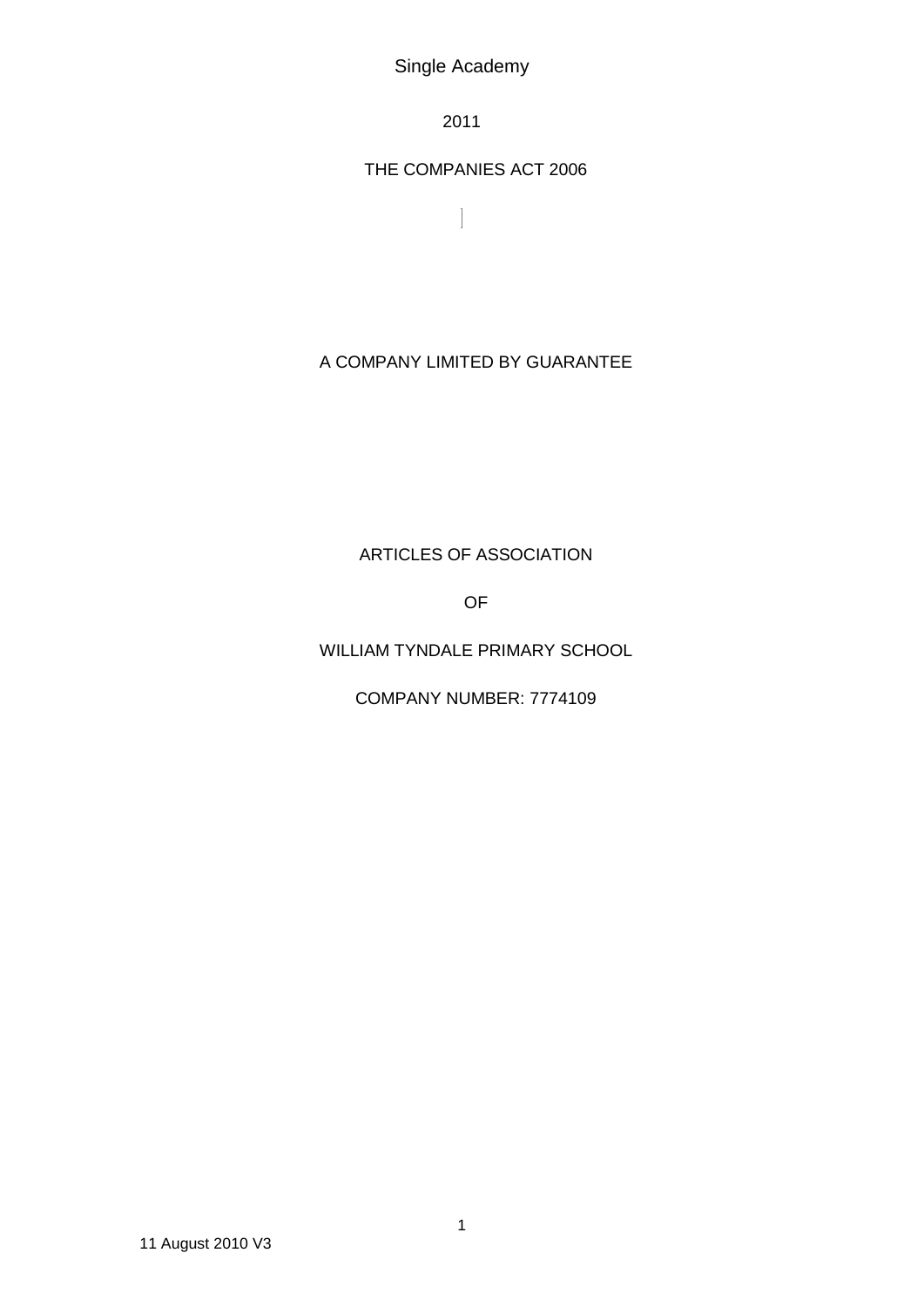Single Academy

2011

THE COMPANIES ACT 2006

A COMPANY LIMITED BY GUARANTEE

ARTICLES OF ASSOCIATION

OF

WILLIAM TYNDALE PRIMARY SCHOOL

COMPANY NUMBER: 7774109

11 August 2010 V3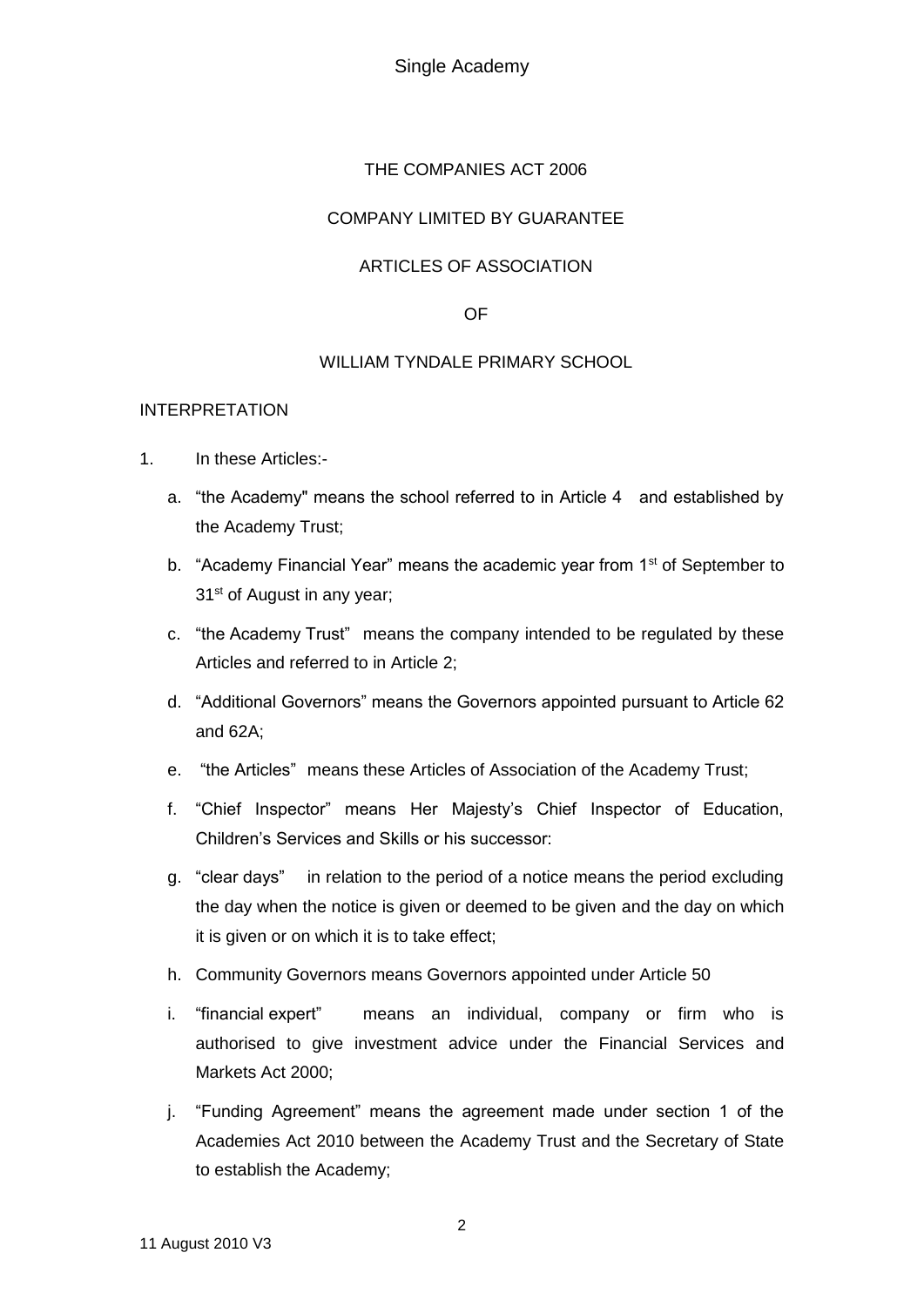THE COMPANIES ACT 2006

COMPANY LIMITED BY GUARANTEE

ARTICLES OF ASSOCIATION

OF

WILLIAM TYNDALE PRIMARY SCHOOL

INTERPRETATION

1. In these Articles:-

   a. "the Academy" means the school referred to in Article 4 and established by the Academy Trust;

   b. "Academy Financial Year" means the academic year from 1st of September to 31st of August in any year;

   c. "the Academy Trust" means the company intended to be regulated by these Articles and referred to in Article 2;

   d. "Additional Governors" means the Governors appointed pursuant to Article 62 and 62A;

   e. "the Articles" means these Articles of Association of the Academy Trust;

   f. "Chief Inspector" means Her Majesty's Chief Inspector of Education, Children's Services and Skills or his successor:

   g. "clear days" in relation to the period of a notice means the period excluding the day when the notice is given or deemed to be given and the day on which it is given or on which it is to take effect;

   h. Community Governors means Governors appointed under Article 50

   i. "financial expert" means an individual, company or firm who is authorised to give investment advice under the Financial Services and Markets Act 2000;

   j. "Funding Agreement" means the agreement made under section 1 of the Academies Act 2010 between the Academy Trust and the Secretary of State to establish the Academy;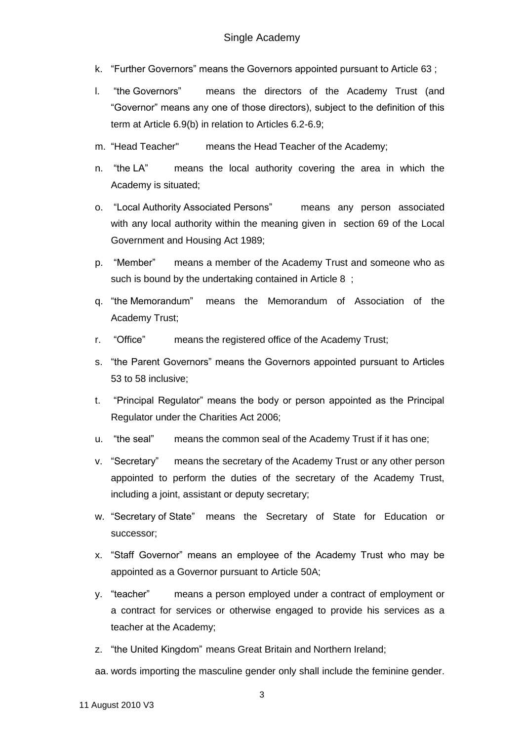k. “Further Governors” means the Governors appointed pursuant to Article 63 ;

l. “the Governors” means the directors of the Academy Trust (and “Governor” means any one of those directors), subject to the definition of this term at Article 6.9(b) in relation to Articles 6.2-6.9;

m. “Head Teacher" means the Head Teacher of the Academy;

n. “the LA” means the local authority covering the area in which the Academy is situated;

o. “Local Authority Associated Persons” means any person associated with any local authority within the meaning given in section 69 of the Local Government and Housing Act 1989;

p. “Member” means a member of the Academy Trust and someone who as such is bound by the undertaking contained in Article 8 ;

q. “the Memorandum” means the Memorandum of Association of the Academy Trust;

r. “Office” means the registered office of the Academy Trust;

s. “the Parent Governors” means the Governors appointed pursuant to Articles 53 to 58 inclusive;

t. “Principal Regulator” means the body or person appointed as the Principal Regulator under the Charities Act 2006;

u. “the seal” means the common seal of the Academy Trust if it has one;

v. “Secretary” means the secretary of the Academy Trust or any other person appointed to perform the duties of the secretary of the Academy Trust, including a joint, assistant or deputy secretary;

w. “Secretary of State” means the Secretary of State for Education or successor;

x. “Staff Governor” means an employee of the Academy Trust who may be appointed as a Governor pursuant to Article 50A;

y. “teacher” means a person employed under a contract of employment or a contract for services or otherwise engaged to provide his services as a teacher at the Academy;

z. “the United Kingdom” means Great Britain and Northern Ireland;

aa. words importing the masculine gender only shall include the feminine gender.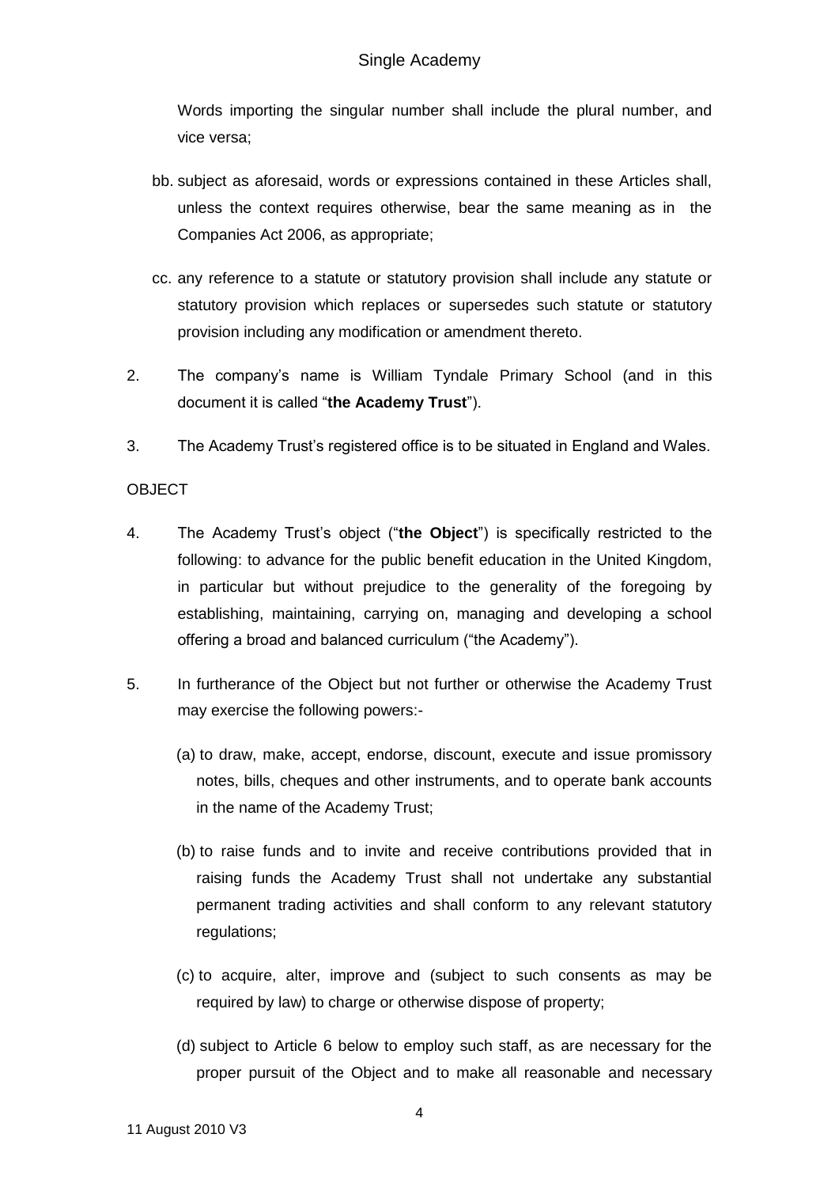Words importing the singular number shall include the plural number, and vice versa;

bb. subject as aforesaid, words or expressions contained in these Articles shall, unless the context requires otherwise, bear the same meaning as in the Companies Act 2006, as appropriate;

cc. any reference to a statute or statutory provision shall include any statute or statutory provision which replaces or supersedes such statute or statutory provision including any modification or amendment thereto.

2. The company's name is William Tyndale Primary School (and in this document it is called "**the Academy Trust**").

3. The Academy Trust's registered office is to be situated in England and Wales.

OBJECT

4. The Academy Trust's object ("**the Object**") is specifically restricted to the following: to advance for the public benefit education in the United Kingdom, in particular but without prejudice to the generality of the foregoing by establishing, maintaining, carrying on, managing and developing a school offering a broad and balanced curriculum ("the Academy").

5. In furtherance of the Object but not further or otherwise the Academy Trust may exercise the following powers:-

   (a) to draw, make, accept, endorse, discount, execute and issue promissory notes, bills, cheques and other instruments, and to operate bank accounts in the name of the Academy Trust;

   (b) to raise funds and to invite and receive contributions provided that in raising funds the Academy Trust shall not undertake any substantial permanent trading activities and shall conform to any relevant statutory regulations;

   (c) to acquire, alter, improve and (subject to such consents as may be required by law) to charge or otherwise dispose of property;

   (d) subject to Article 6 below to employ such staff, as are necessary for the proper pursuit of the Object and to make all reasonable and necessary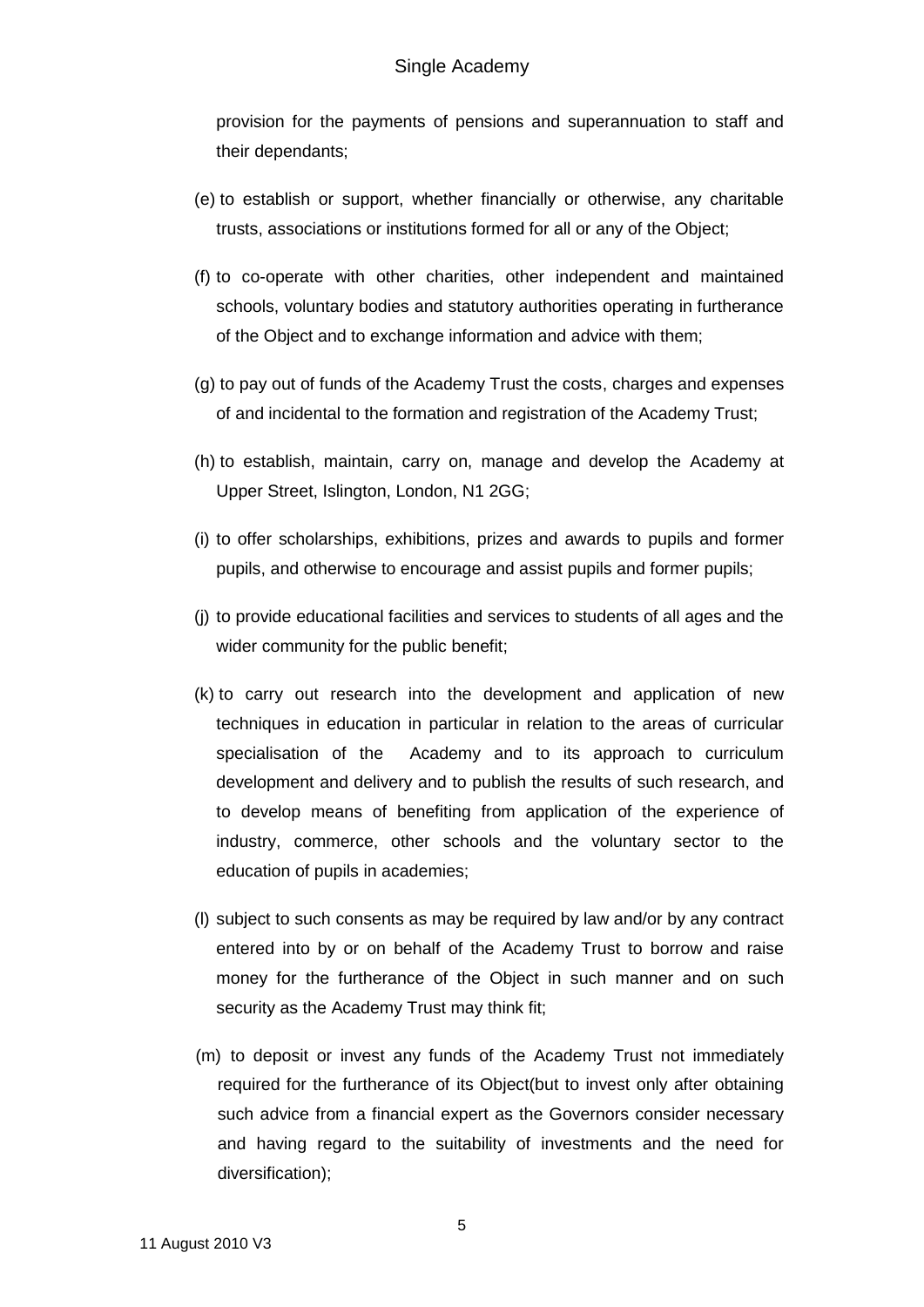provision for the payments of pensions and superannuation to staff and their dependants;

(e) to establish or support, whether financially or otherwise, any charitable trusts, associations or institutions formed for all or any of the Object;

(f) to co-operate with other charities, other independent and maintained schools, voluntary bodies and statutory authorities operating in furtherance of the Object and to exchange information and advice with them;

(g) to pay out of funds of the Academy Trust the costs, charges and expenses of and incidental to the formation and registration of the Academy Trust;

(h) to establish, maintain, carry on, manage and develop the Academy at Upper Street, Islington, London, N1 2GG;

(i) to offer scholarships, exhibitions, prizes and awards to pupils and former pupils, and otherwise to encourage and assist pupils and former pupils;

(j) to provide educational facilities and services to students of all ages and the wider community for the public benefit;

(k) to carry out research into the development and application of new techniques in education in particular in relation to the areas of curricular specialisation of the Academy and to its approach to curriculum development and delivery and to publish the results of such research, and to develop means of benefiting from application of the experience of industry, commerce, other schools and the voluntary sector to the education of pupils in academies;

(l) subject to such consents as may be required by law and/or by any contract entered into by or on behalf of the Academy Trust to borrow and raise money for the furtherance of the Object in such manner and on such security as the Academy Trust may think fit;

(m) to deposit or invest any funds of the Academy Trust not immediately required for the furtherance of its Object(but to invest only after obtaining such advice from a financial expert as the Governors consider necessary and having regard to the suitability of investments and the need for diversification);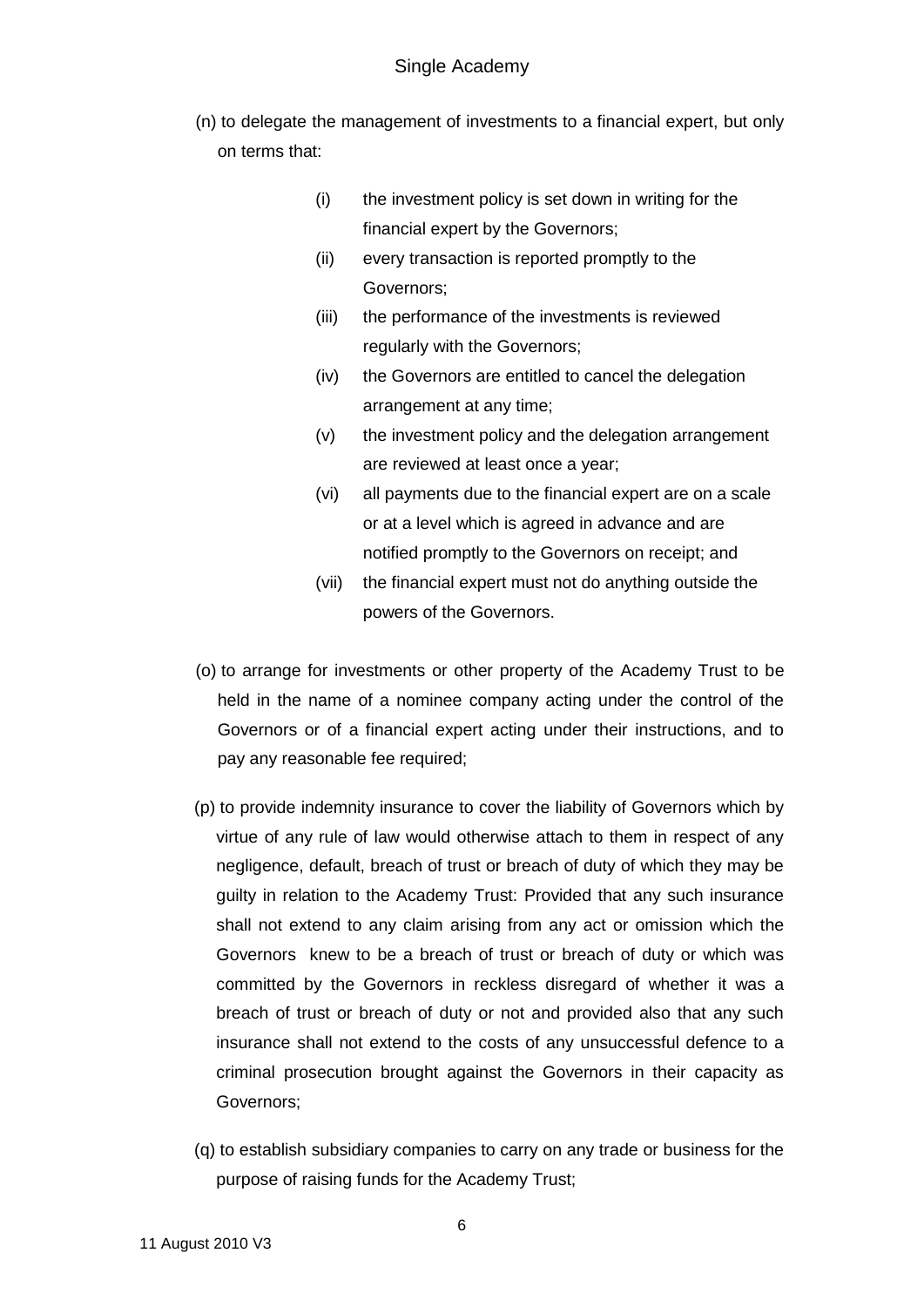(n) to delegate the management of investments to a financial expert, but only on terms that:

   (i) the investment policy is set down in writing for the financial expert by the Governors;
   (ii) every transaction is reported promptly to the Governors;
   (iii) the performance of the investments is reviewed regularly with the Governors;
   (iv) the Governors are entitled to cancel the delegation arrangement at any time;
   (v) the investment policy and the delegation arrangement are reviewed at least once a year;
   (vi) all payments due to the financial expert are on a scale or at a level which is agreed in advance and are notified promptly to the Governors on receipt; and
   (vii) the financial expert must not do anything outside the powers of the Governors.

(o) to arrange for investments or other property of the Academy Trust to be held in the name of a nominee company acting under the control of the Governors or of a financial expert acting under their instructions, and to pay any reasonable fee required;

(p) to provide indemnity insurance to cover the liability of Governors which by virtue of any rule of law would otherwise attach to them in respect of any negligence, default, breach of trust or breach of duty of which they may be guilty in relation to the Academy Trust: Provided that any such insurance shall not extend to any claim arising from any act or omission which the Governors knew to be a breach of trust or breach of duty or which was committed by the Governors in reckless disregard of whether it was a breach of trust or breach of duty or not and provided also that any such insurance shall not extend to the costs of any unsuccessful defence to a criminal prosecution brought against the Governors in their capacity as Governors;

(q) to establish subsidiary companies to carry on any trade or business for the purpose of raising funds for the Academy Trust;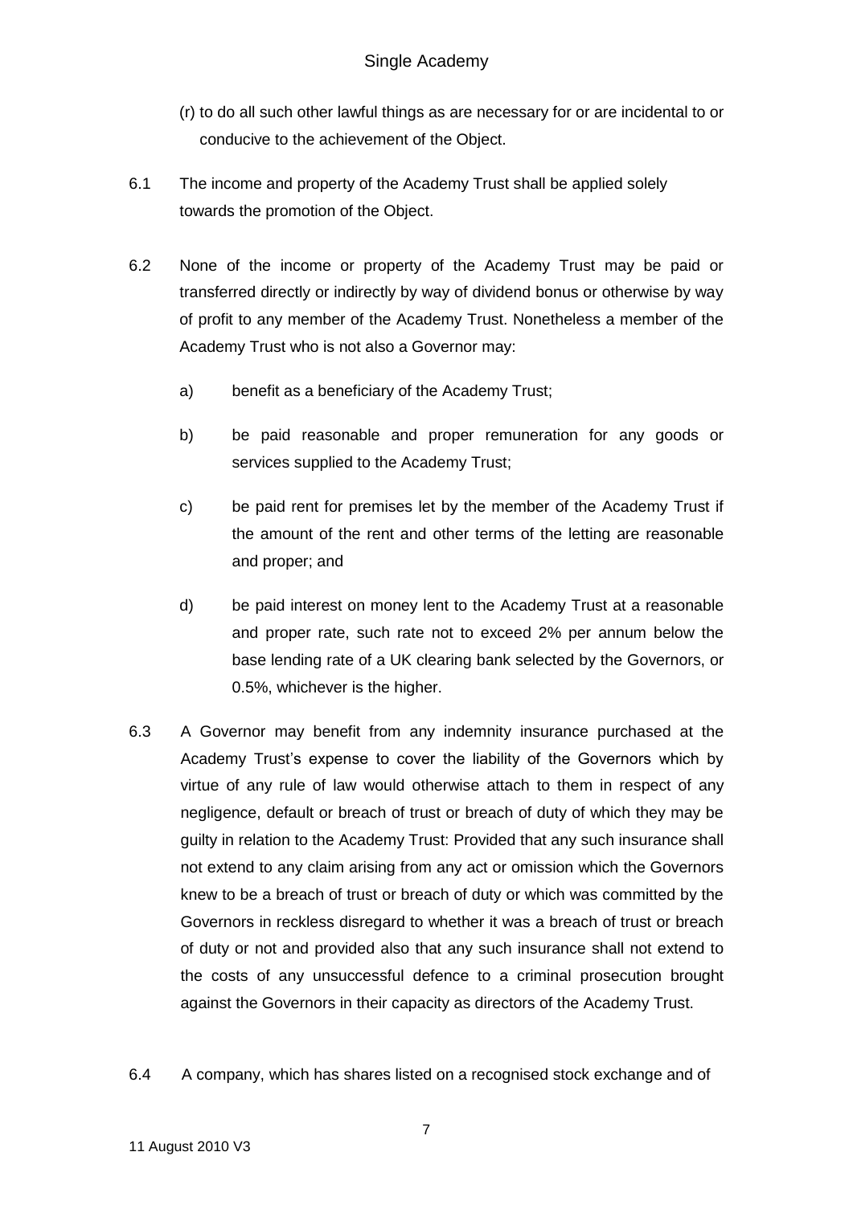(r) to do all such other lawful things as are necessary for or are incidental to or conducive to the achievement of the Object.

6.1 The income and property of the Academy Trust shall be applied solely towards the promotion of the Object.

6.2 None of the income or property of the Academy Trust may be paid or transferred directly or indirectly by way of dividend bonus or otherwise by way of profit to any member of the Academy Trust. Nonetheless a member of the Academy Trust who is not also a Governor may:

a) benefit as a beneficiary of the Academy Trust;

b) be paid reasonable and proper remuneration for any goods or services supplied to the Academy Trust;

c) be paid rent for premises let by the member of the Academy Trust if the amount of the rent and other terms of the letting are reasonable and proper; and

d) be paid interest on money lent to the Academy Trust at a reasonable and proper rate, such rate not to exceed 2% per annum below the base lending rate of a UK clearing bank selected by the Governors, or 0.5%, whichever is the higher.

6.3 A Governor may benefit from any indemnity insurance purchased at the Academy Trust's expense to cover the liability of the Governors which by virtue of any rule of law would otherwise attach to them in respect of any negligence, default or breach of trust or breach of duty of which they may be guilty in relation to the Academy Trust: Provided that any such insurance shall not extend to any claim arising from any act or omission which the Governors knew to be a breach of trust or breach of duty or which was committed by the Governors in reckless disregard to whether it was a breach of trust or breach of duty or not and provided also that any such insurance shall not extend to the costs of any unsuccessful defence to a criminal prosecution brought against the Governors in their capacity as directors of the Academy Trust.

6.4 A company, which has shares listed on a recognised stock exchange and of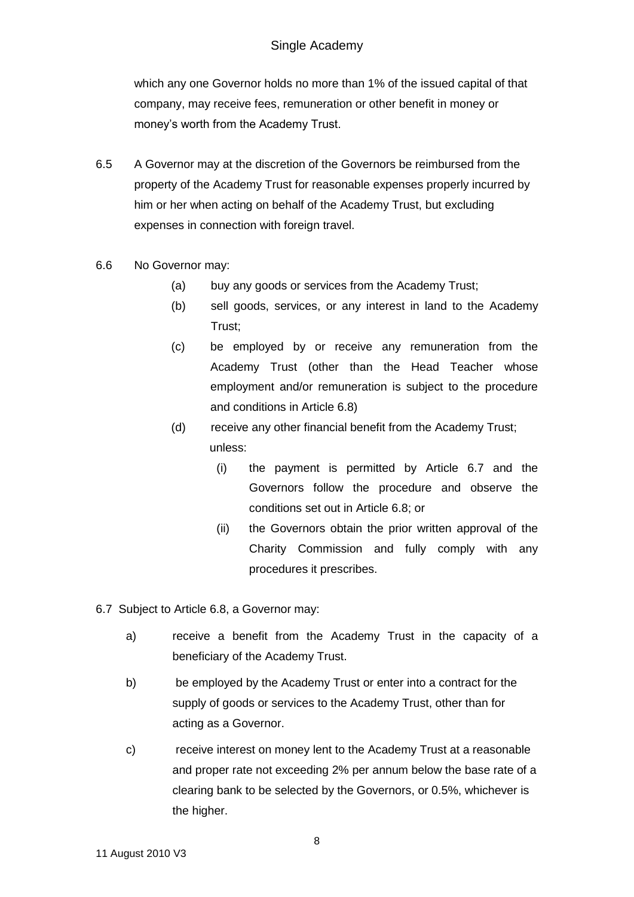which any one Governor holds no more than 1% of the issued capital of that company, may receive fees, remuneration or other benefit in money or money's worth from the Academy Trust.

6.5 A Governor may at the discretion of the Governors be reimbursed from the property of the Academy Trust for reasonable expenses properly incurred by him or her when acting on behalf of the Academy Trust, but excluding expenses in connection with foreign travel.

6.6 No Governor may:

(a) buy any goods or services from the Academy Trust;

(b) sell goods, services, or any interest in land to the Academy Trust;

(c) be employed by or receive any remuneration from the Academy Trust (other than the Head Teacher whose employment and/or remuneration is subject to the procedure and conditions in Article 6.8)

(d) receive any other financial benefit from the Academy Trust;

unless:

(i) the payment is permitted by Article 6.7 and the Governors follow the procedure and observe the conditions set out in Article 6.8; or

(ii) the Governors obtain the prior written approval of the Charity Commission and fully comply with any procedures it prescribes.

6.7 Subject to Article 6.8, a Governor may:

a) receive a benefit from the Academy Trust in the capacity of a beneficiary of the Academy Trust.

b) be employed by the Academy Trust or enter into a contract for the supply of goods or services to the Academy Trust, other than for acting as a Governor.

c) receive interest on money lent to the Academy Trust at a reasonable and proper rate not exceeding 2% per annum below the base rate of a clearing bank to be selected by the Governors, or 0.5%, whichever is the higher.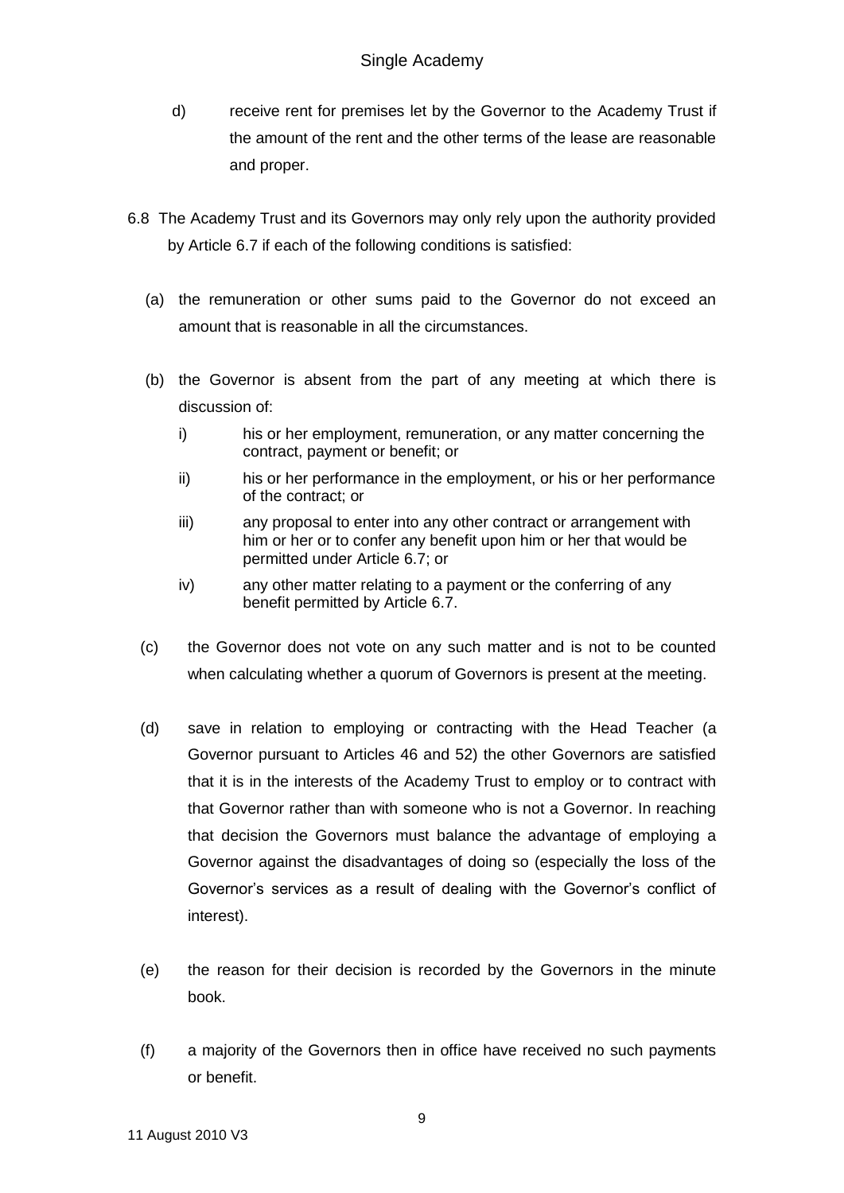d) receive rent for premises let by the Governor to the Academy Trust if the amount of the rent and the other terms of the lease are reasonable and proper.

6.8 The Academy Trust and its Governors may only rely upon the authority provided by Article 6.7 if each of the following conditions is satisfied:

(a) the remuneration or other sums paid to the Governor do not exceed an amount that is reasonable in all the circumstances.

(b) the Governor is absent from the part of any meeting at which there is discussion of:

i) his or her employment, remuneration, or any matter concerning the contract, payment or benefit; or

ii) his or her performance in the employment, or his or her performance of the contract; or

iii) any proposal to enter into any other contract or arrangement with him or her or to confer any benefit upon him or her that would be permitted under Article 6.7; or

iv) any other matter relating to a payment or the conferring of any benefit permitted by Article 6.7.

(c) the Governor does not vote on any such matter and is not to be counted when calculating whether a quorum of Governors is present at the meeting.

(d) save in relation to employing or contracting with the Head Teacher (a Governor pursuant to Articles 46 and 52) the other Governors are satisfied that it is in the interests of the Academy Trust to employ or to contract with that Governor rather than with someone who is not a Governor. In reaching that decision the Governors must balance the advantage of employing a Governor against the disadvantages of doing so (especially the loss of the Governor's services as a result of dealing with the Governor's conflict of interest).

(e) the reason for their decision is recorded by the Governors in the minute book.

(f) a majority of the Governors then in office have received no such payments or benefit.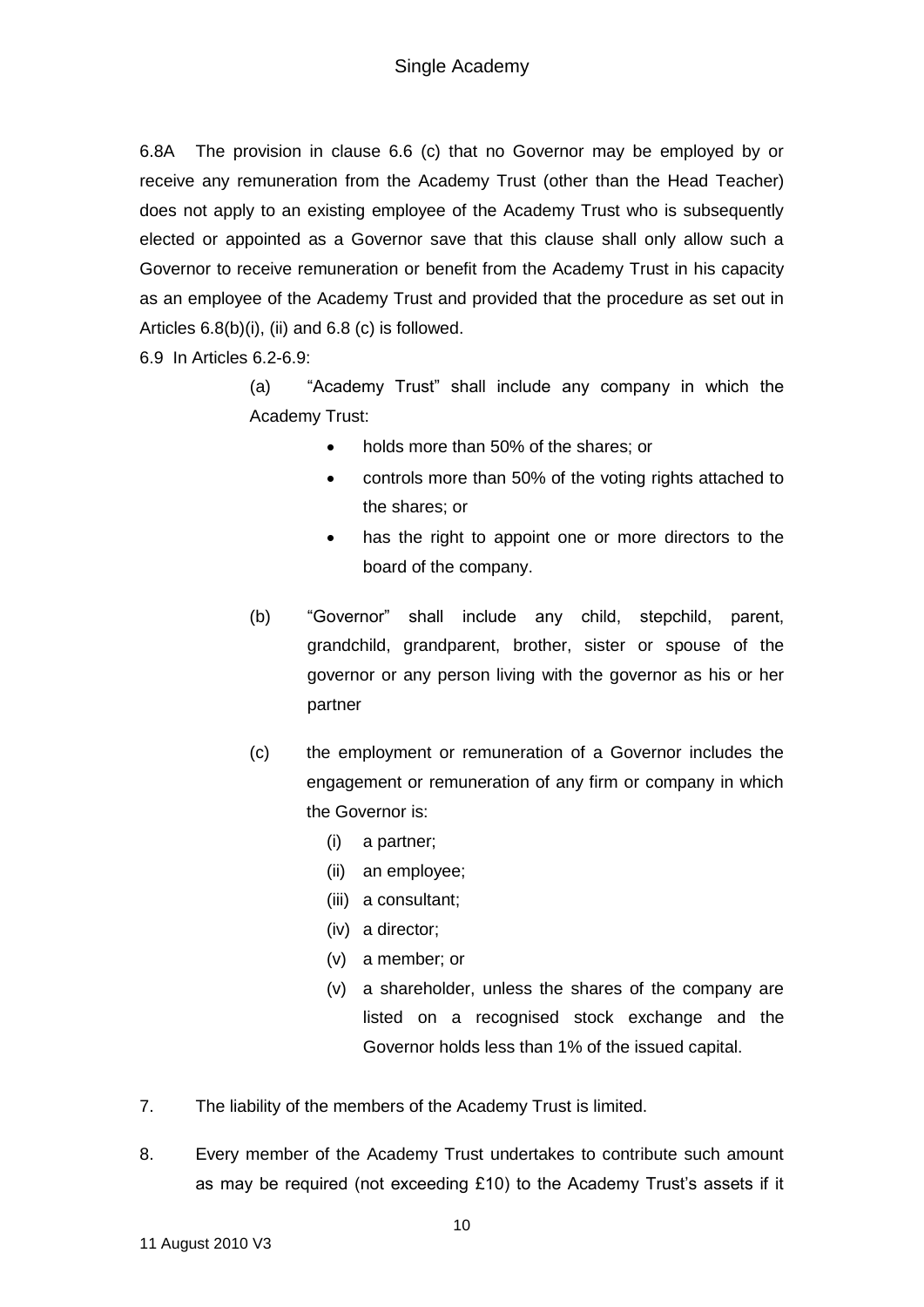6.8A The provision in clause 6.6 (c) that no Governor may be employed by or receive any remuneration from the Academy Trust (other than the Head Teacher) does not apply to an existing employee of the Academy Trust who is subsequently elected or appointed as a Governor save that this clause shall only allow such a Governor to receive remuneration or benefit from the Academy Trust in his capacity as an employee of the Academy Trust and provided that the procedure as set out in Articles 6.8(b)(i), (ii) and 6.8 (c) is followed.

6.9 In Articles 6.2-6.9:

(a) "Academy Trust" shall include any company in which the Academy Trust:

- holds more than 50% of the shares; or
- controls more than 50% of the voting rights attached to the shares; or
- has the right to appoint one or more directors to the board of the company.

(b) "Governor" shall include any child, stepchild, parent, grandchild, grandparent, brother, sister or spouse of the governor or any person living with the governor as his or her partner

(c) the employment or remuneration of a Governor includes the engagement or remuneration of any firm or company in which the Governor is:

(i) a partner;

(ii) an employee;

(iii) a consultant;

(iv) a director;

(v) a member; or

(v) a shareholder, unless the shares of the company are listed on a recognised stock exchange and the Governor holds less than 1% of the issued capital.

7. The liability of the members of the Academy Trust is limited.

8. Every member of the Academy Trust undertakes to contribute such amount as may be required (not exceeding £10) to the Academy Trust's assets if it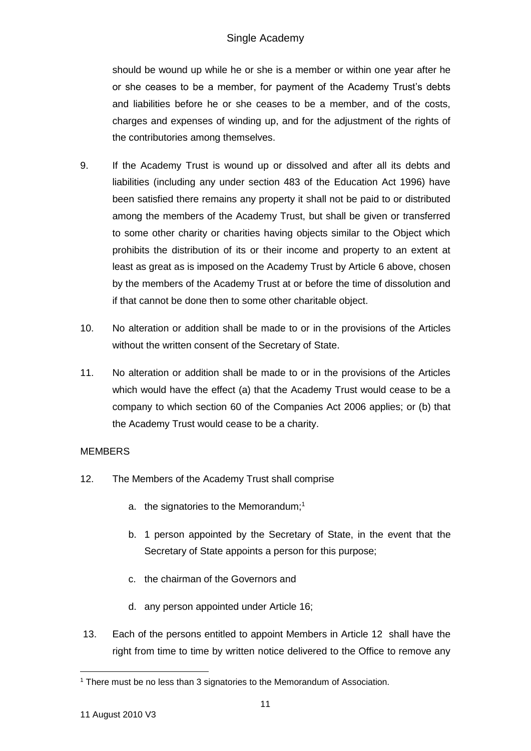should be wound up while he or she is a member or within one year after he or she ceases to be a member, for payment of the Academy Trust's debts and liabilities before he or she ceases to be a member, and of the costs, charges and expenses of winding up, and for the adjustment of the rights of the contributories among themselves.

9. If the Academy Trust is wound up or dissolved and after all its debts and liabilities (including any under section 483 of the Education Act 1996) have been satisfied there remains any property it shall not be paid to or distributed among the members of the Academy Trust, but shall be given or transferred to some other charity or charities having objects similar to the Object which prohibits the distribution of its or their income and property to an extent at least as great as is imposed on the Academy Trust by Article 6 above, chosen by the members of the Academy Trust at or before the time of dissolution and if that cannot be done then to some other charitable object.

10. No alteration or addition shall be made to or in the provisions of the Articles without the written consent of the Secretary of State.

11. No alteration or addition shall be made to or in the provisions of the Articles which would have the effect (a) that the Academy Trust would cease to be a company to which section 60 of the Companies Act 2006 applies; or (b) that the Academy Trust would cease to be a charity.

MEMBERS

12. The Members of the Academy Trust shall comprise

   a. the signatories to the Memorandum;[1]

   b. 1 person appointed by the Secretary of State, in the event that the Secretary of State appoints a person for this purpose;

   c. the chairman of the Governors and

   d. any person appointed under Article 16;

13. Each of the persons entitled to appoint Members in Article 12 shall have the right from time to time by written notice delivered to the Office to remove any

[1] There must be no less than 3 signatories to the Memorandum of Association.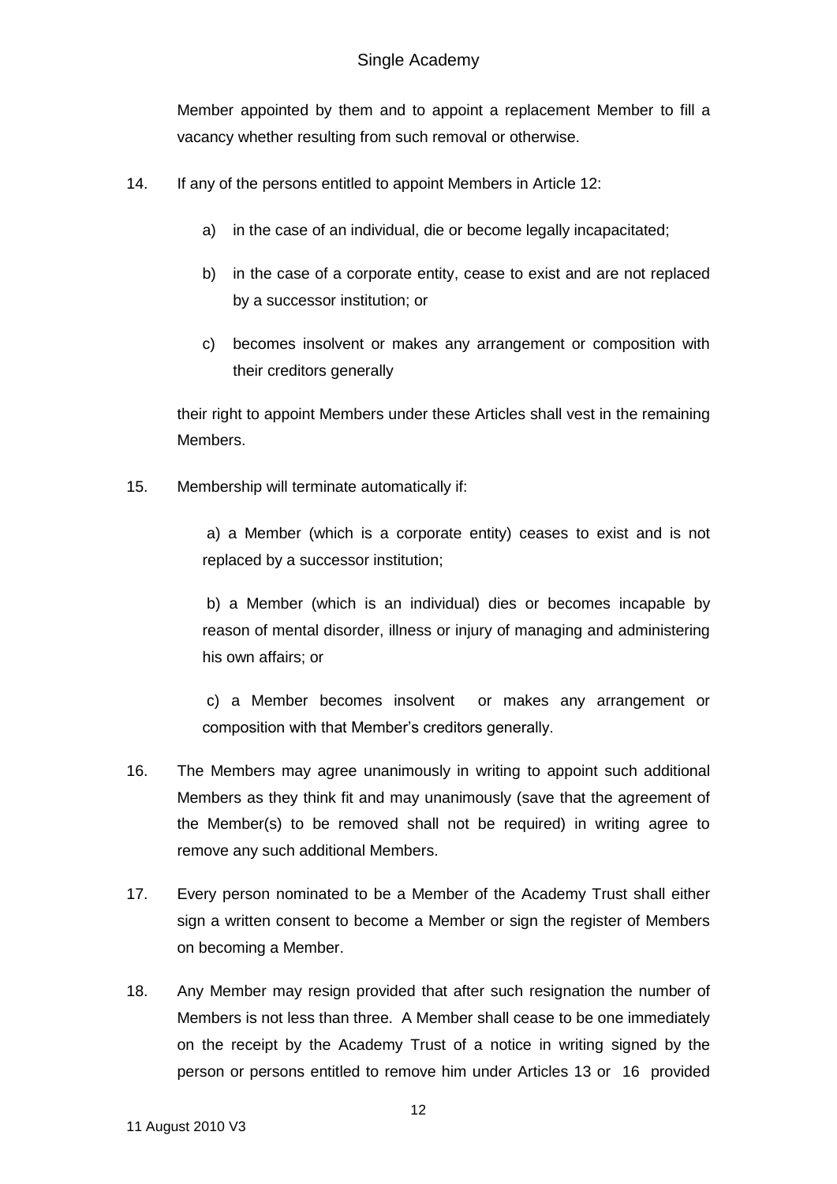Member appointed by them and to appoint a replacement Member to fill a vacancy whether resulting from such removal or otherwise.

14. If any of the persons entitled to appoint Members in Article 12:

    a) in the case of an individual, die or become legally incapacitated;

    b) in the case of a corporate entity, cease to exist and are not replaced by a successor institution; or

    c) becomes insolvent or makes any arrangement or composition with their creditors generally

    their right to appoint Members under these Articles shall vest in the remaining Members.

15. Membership will terminate automatically if:

    a) a Member (which is a corporate entity) ceases to exist and is not replaced by a successor institution;

    b) a Member (which is an individual) dies or becomes incapable by reason of mental disorder, illness or injury of managing and administering his own affairs; or

    c) a Member becomes insolvent or makes any arrangement or composition with that Member's creditors generally.

16. The Members may agree unanimously in writing to appoint such additional Members as they think fit and may unanimously (save that the agreement of the Member(s) to be removed shall not be required) in writing agree to remove any such additional Members.

17. Every person nominated to be a Member of the Academy Trust shall either sign a written consent to become a Member or sign the register of Members on becoming a Member.

18. Any Member may resign provided that after such resignation the number of Members is not less than three. A Member shall cease to be one immediately on the receipt by the Academy Trust of a notice in writing signed by the person or persons entitled to remove him under Articles 13 or 16 provided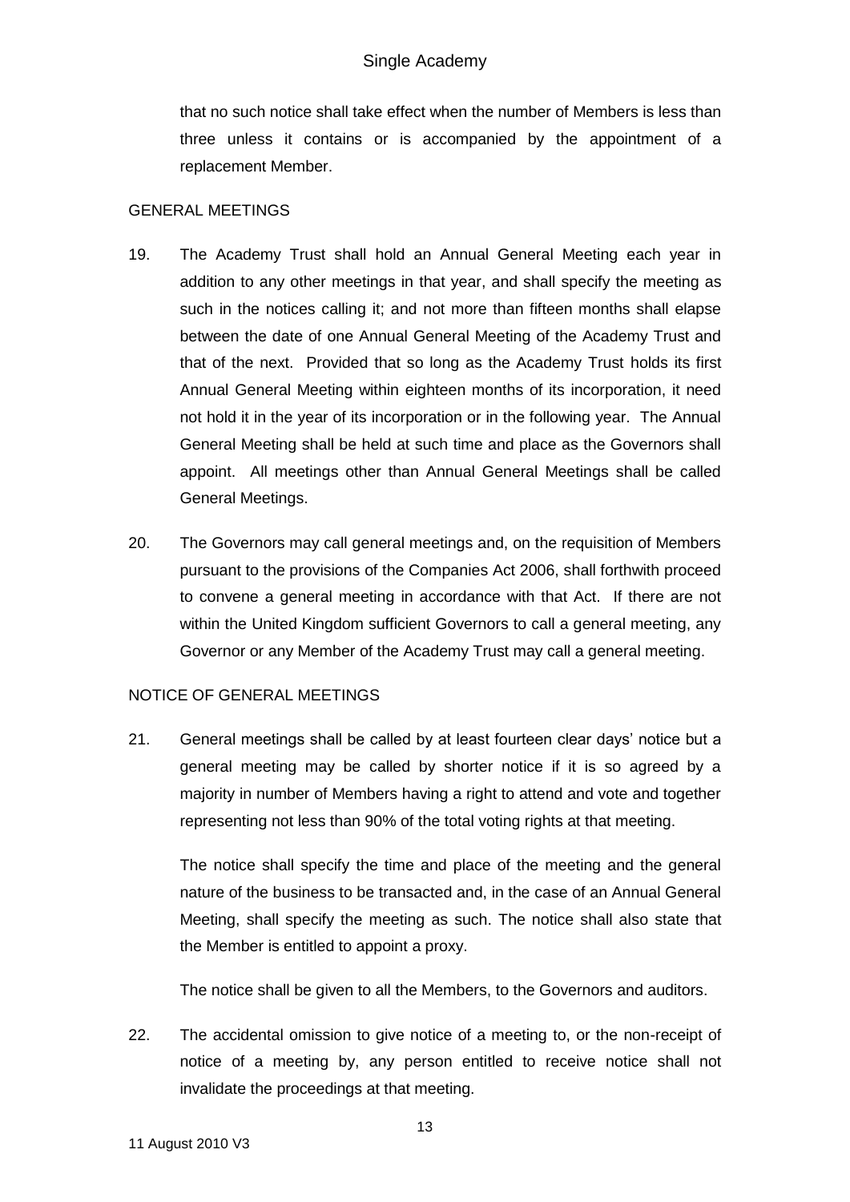that no such notice shall take effect when the number of Members is less than three unless it contains or is accompanied by the appointment of a replacement Member.

## GENERAL MEETINGS

19. The Academy Trust shall hold an Annual General Meeting each year in addition to any other meetings in that year, and shall specify the meeting as such in the notices calling it; and not more than fifteen months shall elapse between the date of one Annual General Meeting of the Academy Trust and that of the next. Provided that so long as the Academy Trust holds its first Annual General Meeting within eighteen months of its incorporation, it need not hold it in the year of its incorporation or in the following year. The Annual General Meeting shall be held at such time and place as the Governors shall appoint. All meetings other than Annual General Meetings shall be called General Meetings.

20. The Governors may call general meetings and, on the requisition of Members pursuant to the provisions of the Companies Act 2006, shall forthwith proceed to convene a general meeting in accordance with that Act. If there are not within the United Kingdom sufficient Governors to call a general meeting, any Governor or any Member of the Academy Trust may call a general meeting.

## NOTICE OF GENERAL MEETINGS

21. General meetings shall be called by at least fourteen clear days' notice but a general meeting may be called by shorter notice if it is so agreed by a majority in number of Members having a right to attend and vote and together representing not less than 90% of the total voting rights at that meeting.

    The notice shall specify the time and place of the meeting and the general nature of the business to be transacted and, in the case of an Annual General Meeting, shall specify the meeting as such. The notice shall also state that the Member is entitled to appoint a proxy.

    The notice shall be given to all the Members, to the Governors and auditors.

22. The accidental omission to give notice of a meeting to, or the non-receipt of notice of a meeting by, any person entitled to receive notice shall not invalidate the proceedings at that meeting.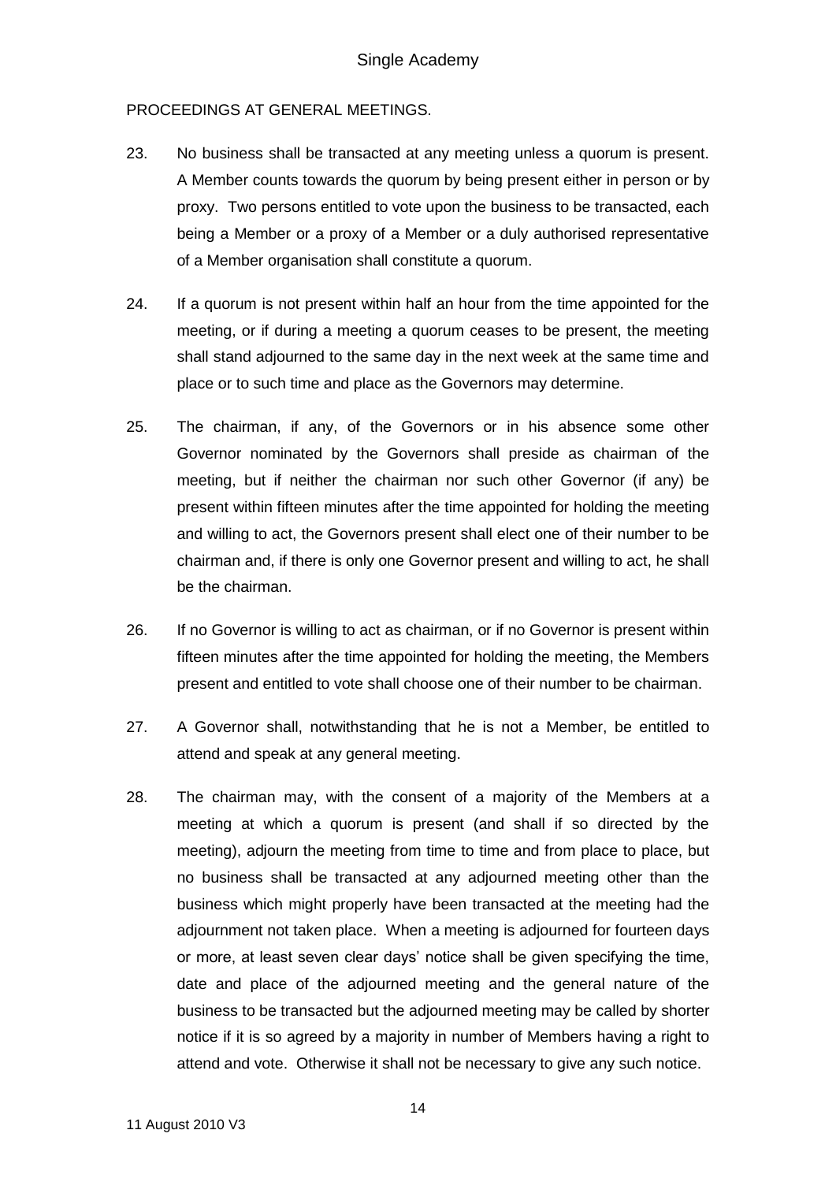PROCEEDINGS AT GENERAL MEETINGS.

23. No business shall be transacted at any meeting unless a quorum is present. A Member counts towards the quorum by being present either in person or by proxy. Two persons entitled to vote upon the business to be transacted, each being a Member or a proxy of a Member or a duly authorised representative of a Member organisation shall constitute a quorum.

24. If a quorum is not present within half an hour from the time appointed for the meeting, or if during a meeting a quorum ceases to be present, the meeting shall stand adjourned to the same day in the next week at the same time and place or to such time and place as the Governors may determine.

25. The chairman, if any, of the Governors or in his absence some other Governor nominated by the Governors shall preside as chairman of the meeting, but if neither the chairman nor such other Governor (if any) be present within fifteen minutes after the time appointed for holding the meeting and willing to act, the Governors present shall elect one of their number to be chairman and, if there is only one Governor present and willing to act, he shall be the chairman.

26. If no Governor is willing to act as chairman, or if no Governor is present within fifteen minutes after the time appointed for holding the meeting, the Members present and entitled to vote shall choose one of their number to be chairman.

27. A Governor shall, notwithstanding that he is not a Member, be entitled to attend and speak at any general meeting.

28. The chairman may, with the consent of a majority of the Members at a meeting at which a quorum is present (and shall if so directed by the meeting), adjourn the meeting from time to time and from place to place, but no business shall be transacted at any adjourned meeting other than the business which might properly have been transacted at the meeting had the adjournment not taken place. When a meeting is adjourned for fourteen days or more, at least seven clear days' notice shall be given specifying the time, date and place of the adjourned meeting and the general nature of the business to be transacted but the adjourned meeting may be called by shorter notice if it is so agreed by a majority in number of Members having a right to attend and vote. Otherwise it shall not be necessary to give any such notice.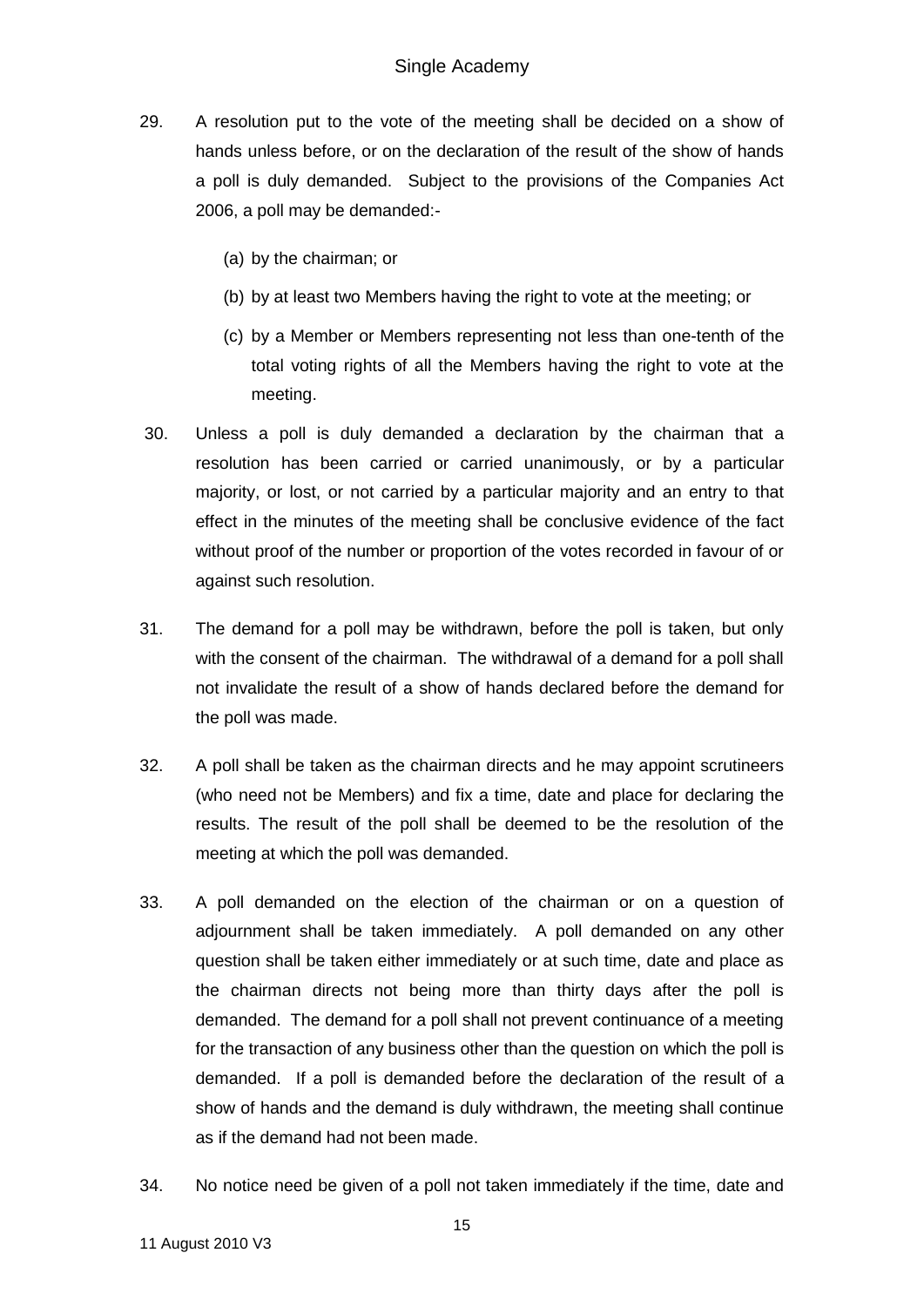29. A resolution put to the vote of the meeting shall be decided on a show of hands unless before, or on the declaration of the result of the show of hands a poll is duly demanded. Subject to the provisions of the Companies Act 2006, a poll may be demanded:-

    (a) by the chairman; or

    (b) by at least two Members having the right to vote at the meeting; or

    (c) by a Member or Members representing not less than one-tenth of the total voting rights of all the Members having the right to vote at the meeting.

30. Unless a poll is duly demanded a declaration by the chairman that a resolution has been carried or carried unanimously, or by a particular majority, or lost, or not carried by a particular majority and an entry to that effect in the minutes of the meeting shall be conclusive evidence of the fact without proof of the number or proportion of the votes recorded in favour of or against such resolution.

31. The demand for a poll may be withdrawn, before the poll is taken, but only with the consent of the chairman. The withdrawal of a demand for a poll shall not invalidate the result of a show of hands declared before the demand for the poll was made.

32. A poll shall be taken as the chairman directs and he may appoint scrutineers (who need not be Members) and fix a time, date and place for declaring the results. The result of the poll shall be deemed to be the resolution of the meeting at which the poll was demanded.

33. A poll demanded on the election of the chairman or on a question of adjournment shall be taken immediately. A poll demanded on any other question shall be taken either immediately or at such time, date and place as the chairman directs not being more than thirty days after the poll is demanded. The demand for a poll shall not prevent continuance of a meeting for the transaction of any business other than the question on which the poll is demanded. If a poll is demanded before the declaration of the result of a show of hands and the demand is duly withdrawn, the meeting shall continue as if the demand had not been made.

34. No notice need be given of a poll not taken immediately if the time, date and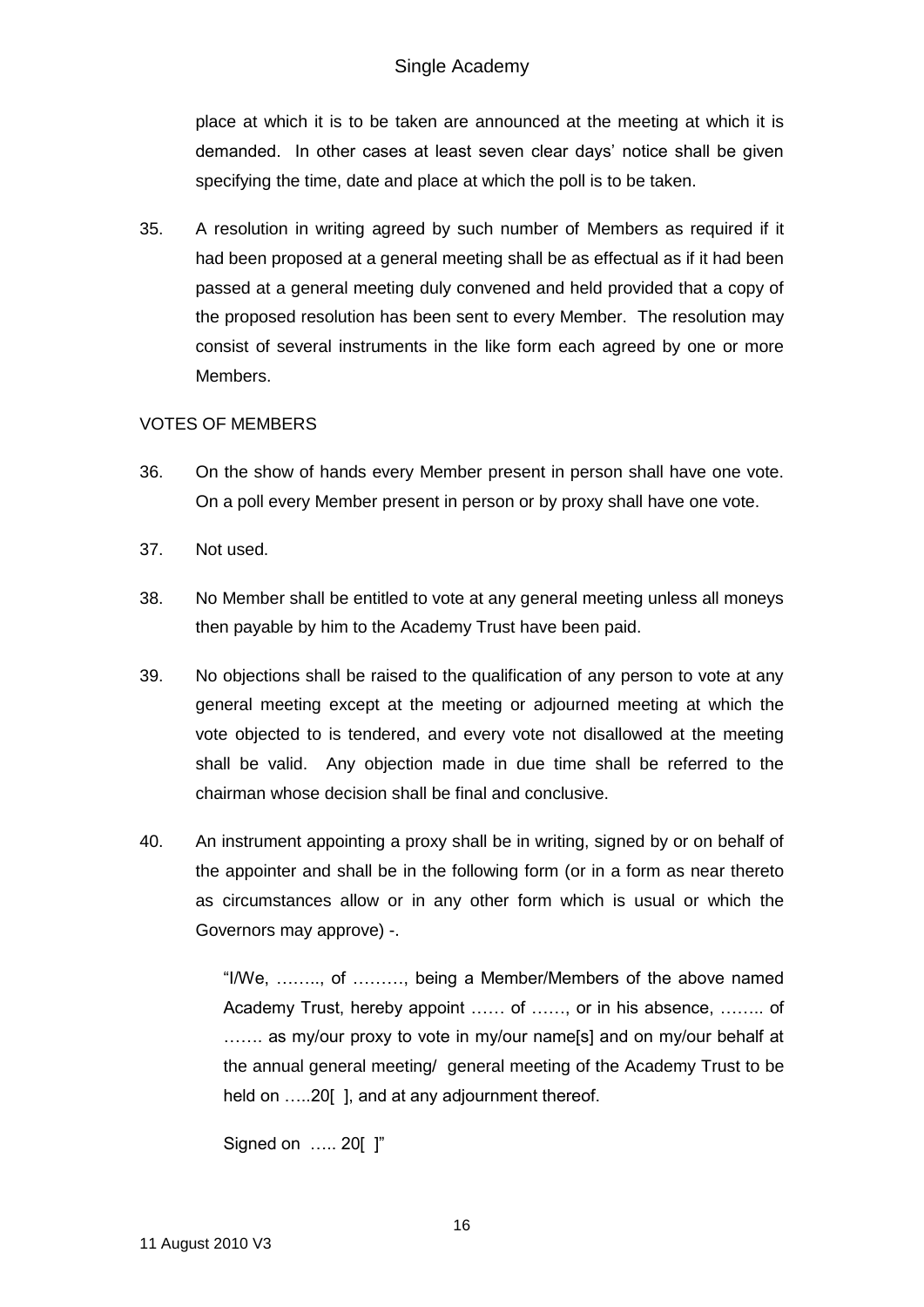place at which it is to be taken are announced at the meeting at which it is demanded. In other cases at least seven clear days' notice shall be given specifying the time, date and place at which the poll is to be taken.

35. A resolution in writing agreed by such number of Members as required if it had been proposed at a general meeting shall be as effectual as if it had been passed at a general meeting duly convened and held provided that a copy of the proposed resolution has been sent to every Member. The resolution may consist of several instruments in the like form each agreed by one or more Members.

VOTES OF MEMBERS

36. On the show of hands every Member present in person shall have one vote. On a poll every Member present in person or by proxy shall have one vote.

37. Not used.

38. No Member shall be entitled to vote at any general meeting unless all moneys then payable by him to the Academy Trust have been paid.

39. No objections shall be raised to the qualification of any person to vote at any general meeting except at the meeting or adjourned meeting at which the vote objected to is tendered, and every vote not disallowed at the meeting shall be valid. Any objection made in due time shall be referred to the chairman whose decision shall be final and conclusive.

40. An instrument appointing a proxy shall be in writing, signed by or on behalf of the appointer and shall be in the following form (or in a form as near thereto as circumstances allow or in any other form which is usual or which the Governors may approve) -.

> "I/We, …….., of ………, being a Member/Members of the above named Academy Trust, hereby appoint …… of ……, or in his absence, …….. of ……. as my/our proxy to vote in my/our name[s] and on my/our behalf at the annual general meeting/ general meeting of the Academy Trust to be held on …..20[ ], and at any adjournment thereof.
>
> Signed on ….. 20[ ]"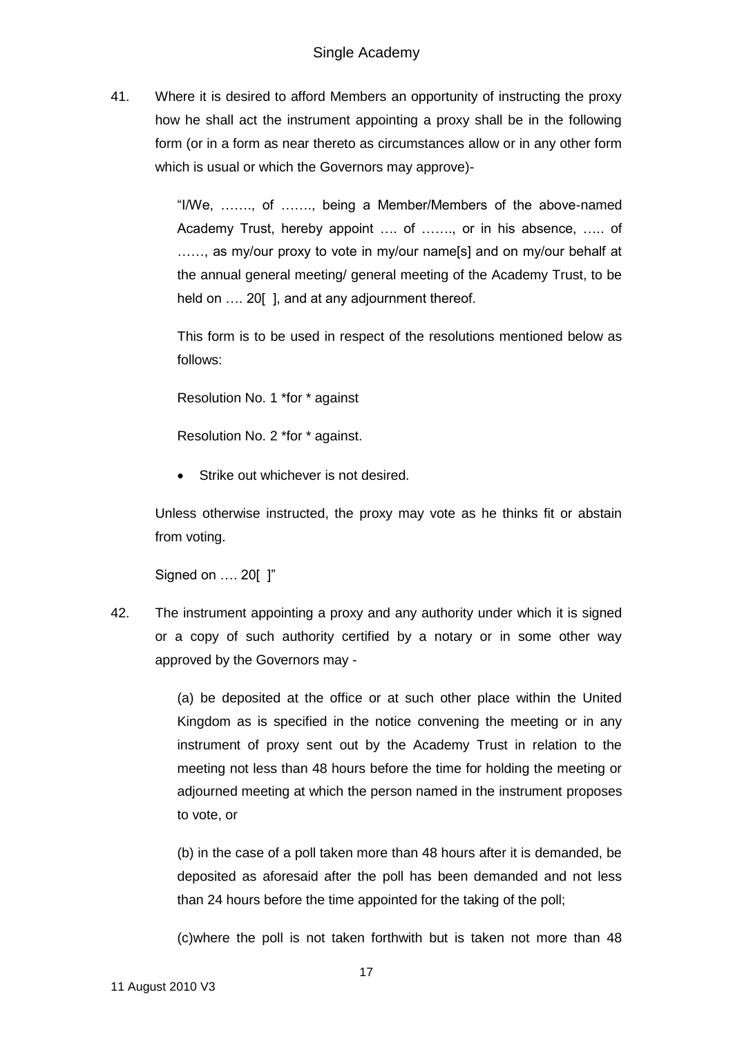41. Where it is desired to afford Members an opportunity of instructing the proxy how he shall act the instrument appointing a proxy shall be in the following form (or in a form as near thereto as circumstances allow or in any other form which is usual or which the Governors may approve)-

   "I/We, ……., of ……., being a Member/Members of the above-named Academy Trust, hereby appoint …. of ……., or in his absence, ….. of ……, as my/our proxy to vote in my/our name[s] and on my/our behalf at the annual general meeting/ general meeting of the Academy Trust, to be held on …. 20[ ], and at any adjournment thereof.

   This form is to be used in respect of the resolutions mentioned below as follows:

   Resolution No. 1 *for * against

   Resolution No. 2 *for * against.

   - Strike out whichever is not desired.

   Unless otherwise instructed, the proxy may vote as he thinks fit or abstain from voting.

   Signed on …. 20[ ]"

42. The instrument appointing a proxy and any authority under which it is signed or a copy of such authority certified by a notary or in some other way approved by the Governors may -

   (a) be deposited at the office or at such other place within the United Kingdom as is specified in the notice convening the meeting or in any instrument of proxy sent out by the Academy Trust in relation to the meeting not less than 48 hours before the time for holding the meeting or adjourned meeting at which the person named in the instrument proposes to vote, or

   (b) in the case of a poll taken more than 48 hours after it is demanded, be deposited as aforesaid after the poll has been demanded and not less than 24 hours before the time appointed for the taking of the poll;

   (c)where the poll is not taken forthwith but is taken not more than 48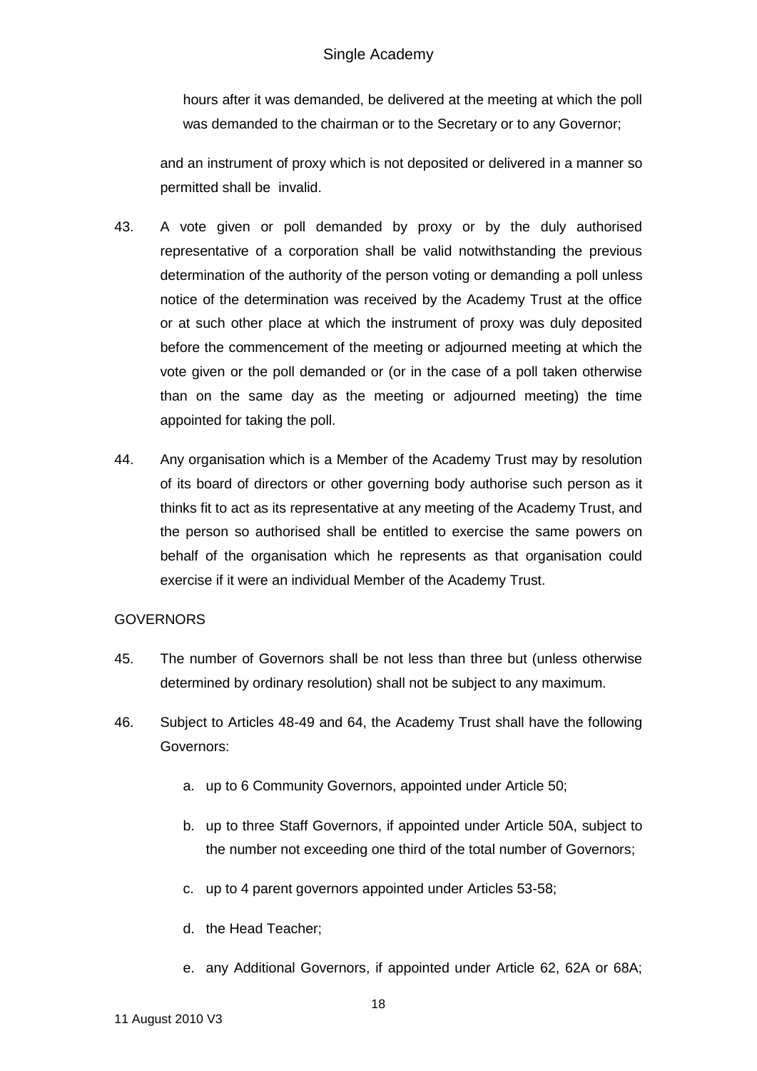hours after it was demanded, be delivered at the meeting at which the poll was demanded to the chairman or to the Secretary or to any Governor;

and an instrument of proxy which is not deposited or delivered in a manner so permitted shall be invalid.

43. A vote given or poll demanded by proxy or by the duly authorised representative of a corporation shall be valid notwithstanding the previous determination of the authority of the person voting or demanding a poll unless notice of the determination was received by the Academy Trust at the office or at such other place at which the instrument of proxy was duly deposited before the commencement of the meeting or adjourned meeting at which the vote given or the poll demanded or (or in the case of a poll taken otherwise than on the same day as the meeting or adjourned meeting) the time appointed for taking the poll.

44. Any organisation which is a Member of the Academy Trust may by resolution of its board of directors or other governing body authorise such person as it thinks fit to act as its representative at any meeting of the Academy Trust, and the person so authorised shall be entitled to exercise the same powers on behalf of the organisation which he represents as that organisation could exercise if it were an individual Member of the Academy Trust.

GOVERNORS

45. The number of Governors shall be not less than three but (unless otherwise determined by ordinary resolution) shall not be subject to any maximum.

46. Subject to Articles 48-49 and 64, the Academy Trust shall have the following Governors:

   a. up to 6 Community Governors, appointed under Article 50;

   b. up to three Staff Governors, if appointed under Article 50A, subject to the number not exceeding one third of the total number of Governors;

   c. up to 4 parent governors appointed under Articles 53-58;

   d. the Head Teacher;

   e. any Additional Governors, if appointed under Article 62, 62A or 68A;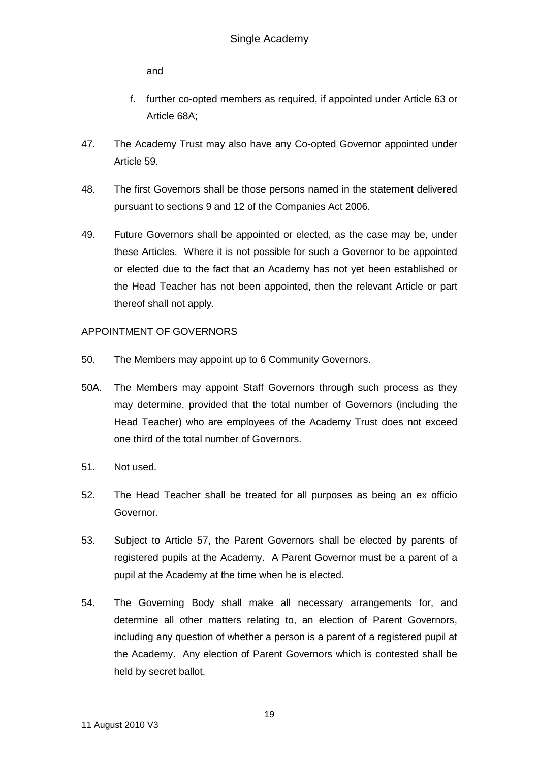and

f. further co-opted members as required, if appointed under Article 63 or Article 68A;

47. The Academy Trust may also have any Co-opted Governor appointed under Article 59.

48. The first Governors shall be those persons named in the statement delivered pursuant to sections 9 and 12 of the Companies Act 2006.

49. Future Governors shall be appointed or elected, as the case may be, under these Articles. Where it is not possible for such a Governor to be appointed or elected due to the fact that an Academy has not yet been established or the Head Teacher has not been appointed, then the relevant Article or part thereof shall not apply.

APPOINTMENT OF GOVERNORS

50. The Members may appoint up to 6 Community Governors.

50A. The Members may appoint Staff Governors through such process as they may determine, provided that the total number of Governors (including the Head Teacher) who are employees of the Academy Trust does not exceed one third of the total number of Governors.

51. Not used.

52. The Head Teacher shall be treated for all purposes as being an ex officio Governor.

53. Subject to Article 57, the Parent Governors shall be elected by parents of registered pupils at the Academy. A Parent Governor must be a parent of a pupil at the Academy at the time when he is elected.

54. The Governing Body shall make all necessary arrangements for, and determine all other matters relating to, an election of Parent Governors, including any question of whether a person is a parent of a registered pupil at the Academy. Any election of Parent Governors which is contested shall be held by secret ballot.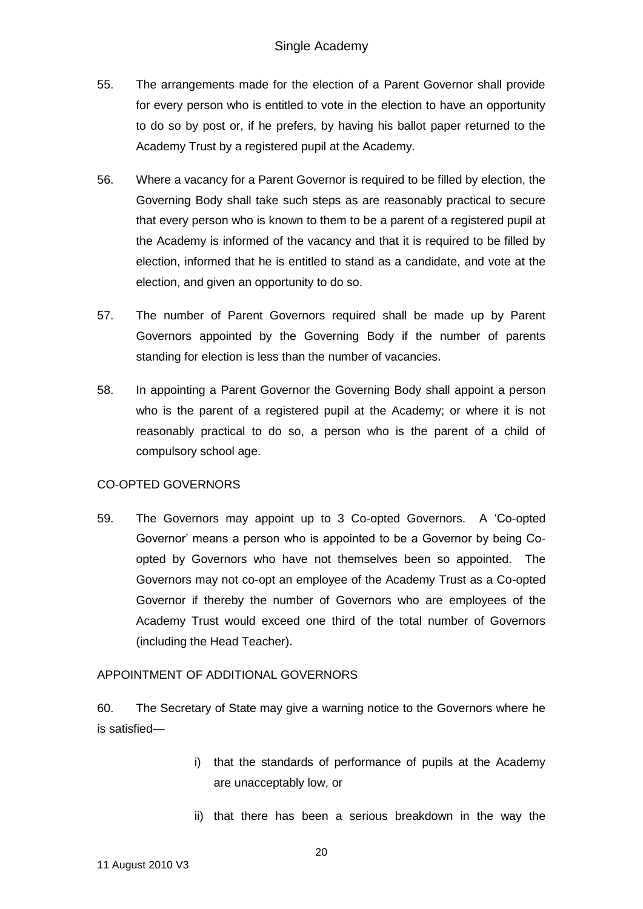55. The arrangements made for the election of a Parent Governor shall provide for every person who is entitled to vote in the election to have an opportunity to do so by post or, if he prefers, by having his ballot paper returned to the Academy Trust by a registered pupil at the Academy.

56. Where a vacancy for a Parent Governor is required to be filled by election, the Governing Body shall take such steps as are reasonably practical to secure that every person who is known to them to be a parent of a registered pupil at the Academy is informed of the vacancy and that it is required to be filled by election, informed that he is entitled to stand as a candidate, and vote at the election, and given an opportunity to do so.

57. The number of Parent Governors required shall be made up by Parent Governors appointed by the Governing Body if the number of parents standing for election is less than the number of vacancies.

58. In appointing a Parent Governor the Governing Body shall appoint a person who is the parent of a registered pupil at the Academy; or where it is not reasonably practical to do so, a person who is the parent of a child of compulsory school age.

CO-OPTED GOVERNORS

59. The Governors may appoint up to 3 Co-opted Governors. A 'Co-opted Governor' means a person who is appointed to be a Governor by being Co-opted by Governors who have not themselves been so appointed. The Governors may not co-opt an employee of the Academy Trust as a Co-opted Governor if thereby the number of Governors who are employees of the Academy Trust would exceed one third of the total number of Governors (including the Head Teacher).

APPOINTMENT OF ADDITIONAL GOVERNORS

60. The Secretary of State may give a warning notice to the Governors where he is satisfied—

i) that the standards of performance of pupils at the Academy are unacceptably low, or

ii) that there has been a serious breakdown in the way the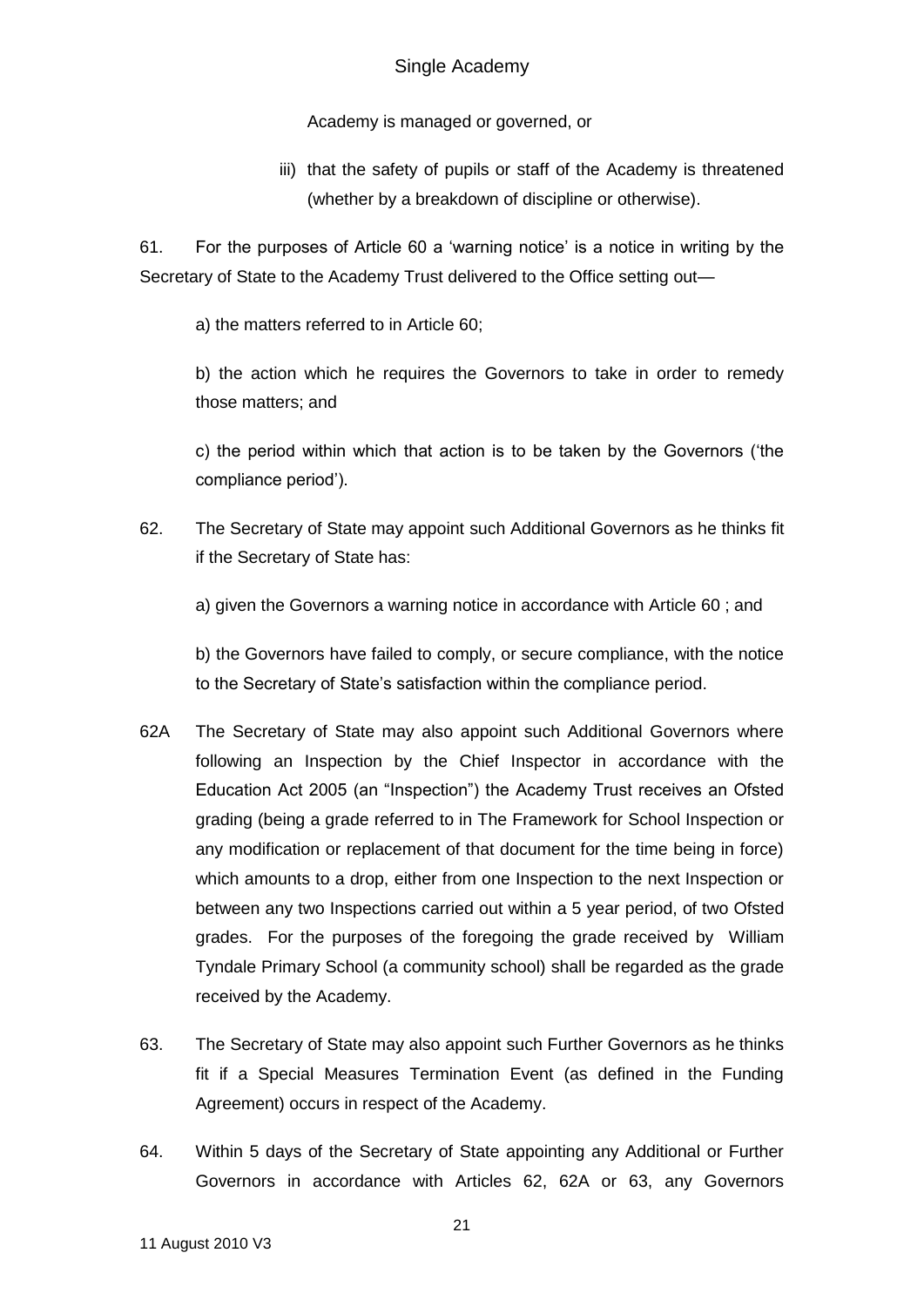Academy is managed or governed, or

iii) that the safety of pupils or staff of the Academy is threatened (whether by a breakdown of discipline or otherwise).

61. For the purposes of Article 60 a 'warning notice' is a notice in writing by the Secretary of State to the Academy Trust delivered to the Office setting out—

a) the matters referred to in Article 60;

b) the action which he requires the Governors to take in order to remedy those matters; and

c) the period within which that action is to be taken by the Governors ('the compliance period').

62. The Secretary of State may appoint such Additional Governors as he thinks fit if the Secretary of State has:

a) given the Governors a warning notice in accordance with Article 60 ; and

b) the Governors have failed to comply, or secure compliance, with the notice to the Secretary of State's satisfaction within the compliance period.

62A The Secretary of State may also appoint such Additional Governors where following an Inspection by the Chief Inspector in accordance with the Education Act 2005 (an "Inspection") the Academy Trust receives an Ofsted grading (being a grade referred to in The Framework for School Inspection or any modification or replacement of that document for the time being in force) which amounts to a drop, either from one Inspection to the next Inspection or between any two Inspections carried out within a 5 year period, of two Ofsted grades. For the purposes of the foregoing the grade received by William Tyndale Primary School (a community school) shall be regarded as the grade received by the Academy.

63. The Secretary of State may also appoint such Further Governors as he thinks fit if a Special Measures Termination Event (as defined in the Funding Agreement) occurs in respect of the Academy.

64. Within 5 days of the Secretary of State appointing any Additional or Further Governors in accordance with Articles 62, 62A or 63, any Governors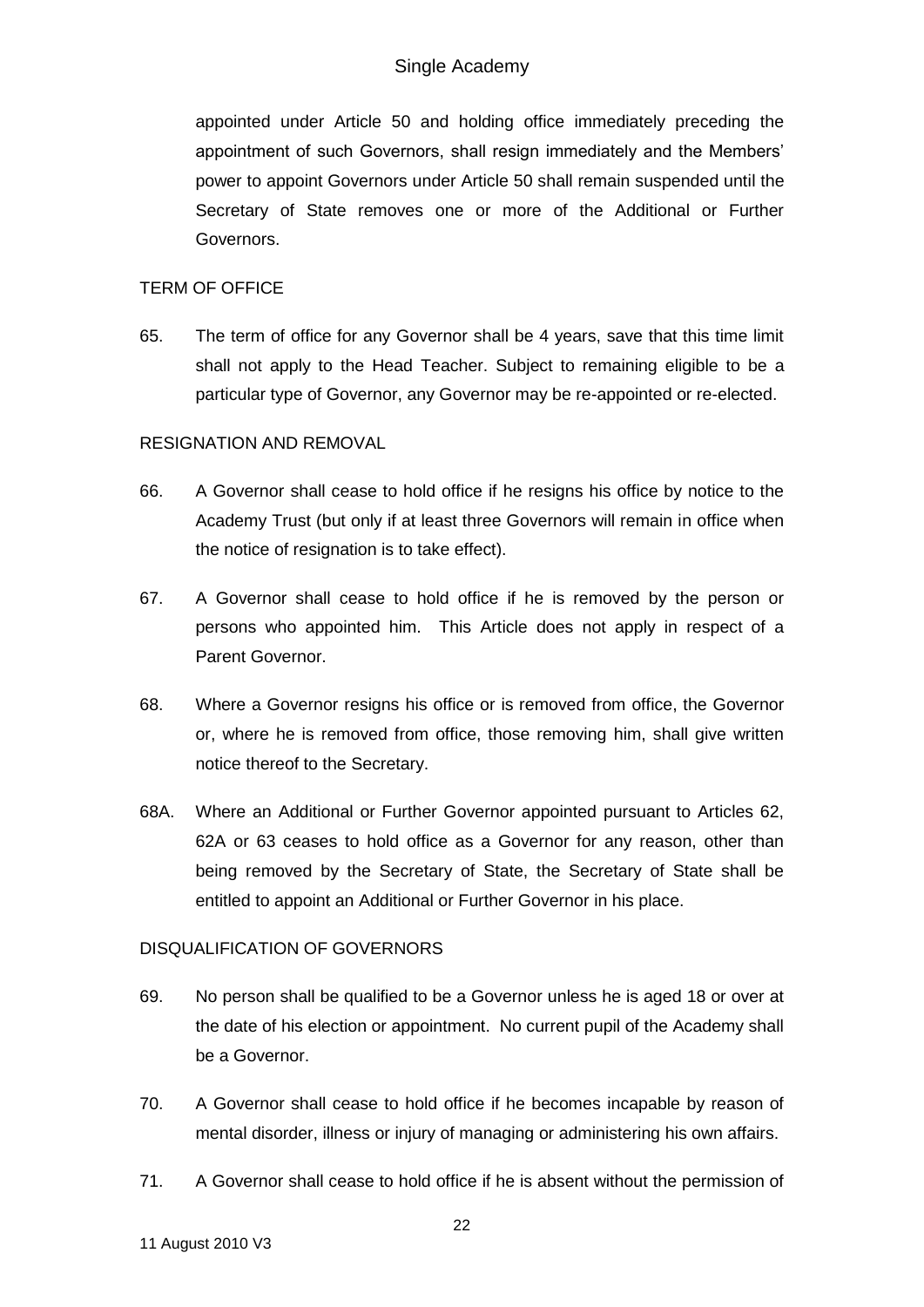appointed under Article 50 and holding office immediately preceding the appointment of such Governors, shall resign immediately and the Members' power to appoint Governors under Article 50 shall remain suspended until the Secretary of State removes one or more of the Additional or Further Governors.

TERM OF OFFICE

65. The term of office for any Governor shall be 4 years, save that this time limit shall not apply to the Head Teacher. Subject to remaining eligible to be a particular type of Governor, any Governor may be re-appointed or re-elected.

RESIGNATION AND REMOVAL

66. A Governor shall cease to hold office if he resigns his office by notice to the Academy Trust (but only if at least three Governors will remain in office when the notice of resignation is to take effect).

67. A Governor shall cease to hold office if he is removed by the person or persons who appointed him. This Article does not apply in respect of a Parent Governor.

68. Where a Governor resigns his office or is removed from office, the Governor or, where he is removed from office, those removing him, shall give written notice thereof to the Secretary.

68A. Where an Additional or Further Governor appointed pursuant to Articles 62, 62A or 63 ceases to hold office as a Governor for any reason, other than being removed by the Secretary of State, the Secretary of State shall be entitled to appoint an Additional or Further Governor in his place.

DISQUALIFICATION OF GOVERNORS

69. No person shall be qualified to be a Governor unless he is aged 18 or over at the date of his election or appointment. No current pupil of the Academy shall be a Governor.

70. A Governor shall cease to hold office if he becomes incapable by reason of mental disorder, illness or injury of managing or administering his own affairs.

71. A Governor shall cease to hold office if he is absent without the permission of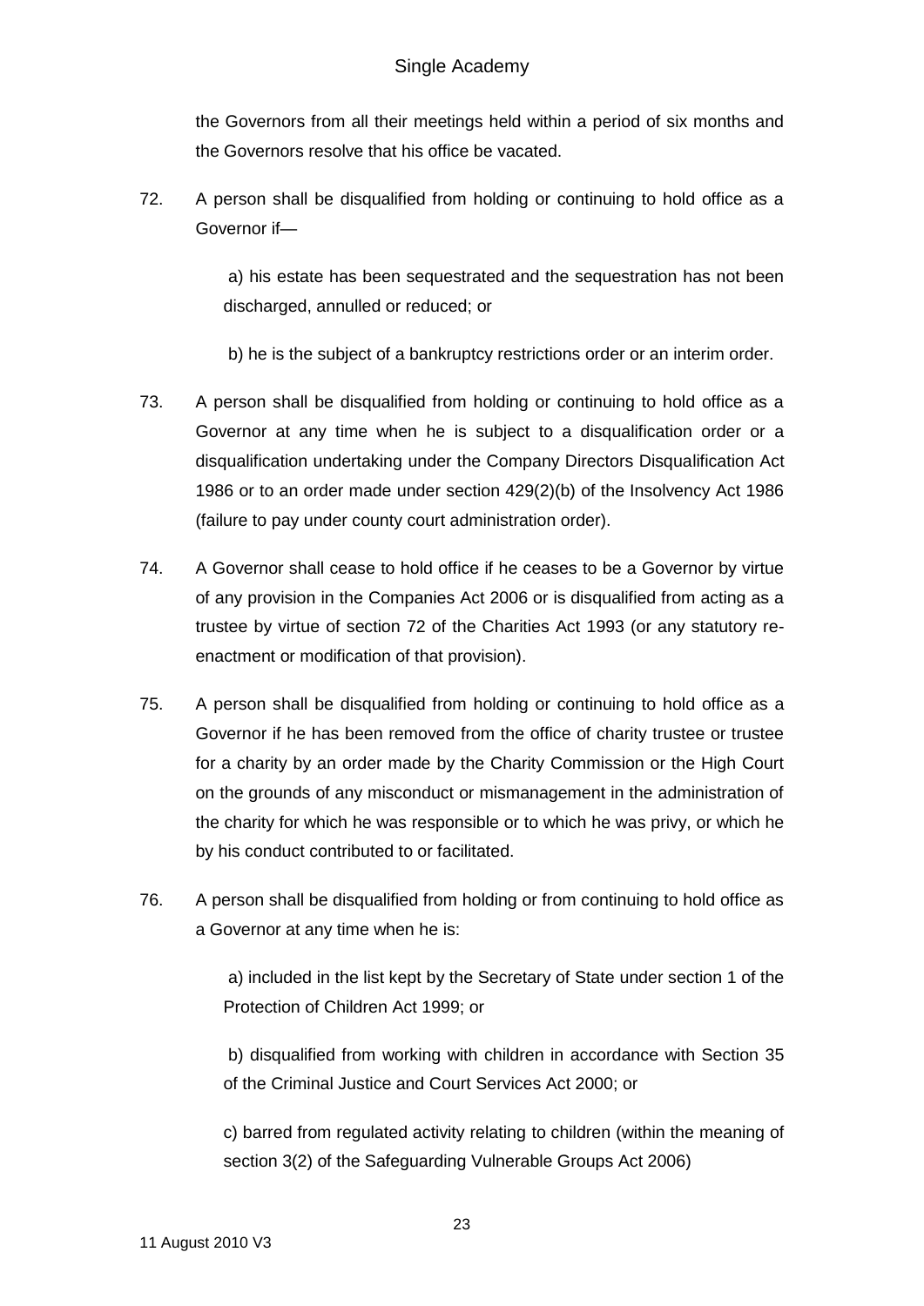the Governors from all their meetings held within a period of six months and the Governors resolve that his office be vacated.

72. A person shall be disqualified from holding or continuing to hold office as a Governor if—

    a) his estate has been sequestrated and the sequestration has not been discharged, annulled or reduced; or

    b) he is the subject of a bankruptcy restrictions order or an interim order.

73. A person shall be disqualified from holding or continuing to hold office as a Governor at any time when he is subject to a disqualification order or a disqualification undertaking under the Company Directors Disqualification Act 1986 or to an order made under section 429(2)(b) of the Insolvency Act 1986 (failure to pay under county court administration order).

74. A Governor shall cease to hold office if he ceases to be a Governor by virtue of any provision in the Companies Act 2006 or is disqualified from acting as a trustee by virtue of section 72 of the Charities Act 1993 (or any statutory re-enactment or modification of that provision).

75. A person shall be disqualified from holding or continuing to hold office as a Governor if he has been removed from the office of charity trustee or trustee for a charity by an order made by the Charity Commission or the High Court on the grounds of any misconduct or mismanagement in the administration of the charity for which he was responsible or to which he was privy, or which he by his conduct contributed to or facilitated.

76. A person shall be disqualified from holding or from continuing to hold office as a Governor at any time when he is:

    a) included in the list kept by the Secretary of State under section 1 of the Protection of Children Act 1999; or

    b) disqualified from working with children in accordance with Section 35 of the Criminal Justice and Court Services Act 2000; or

    c) barred from regulated activity relating to children (within the meaning of section 3(2) of the Safeguarding Vulnerable Groups Act 2006)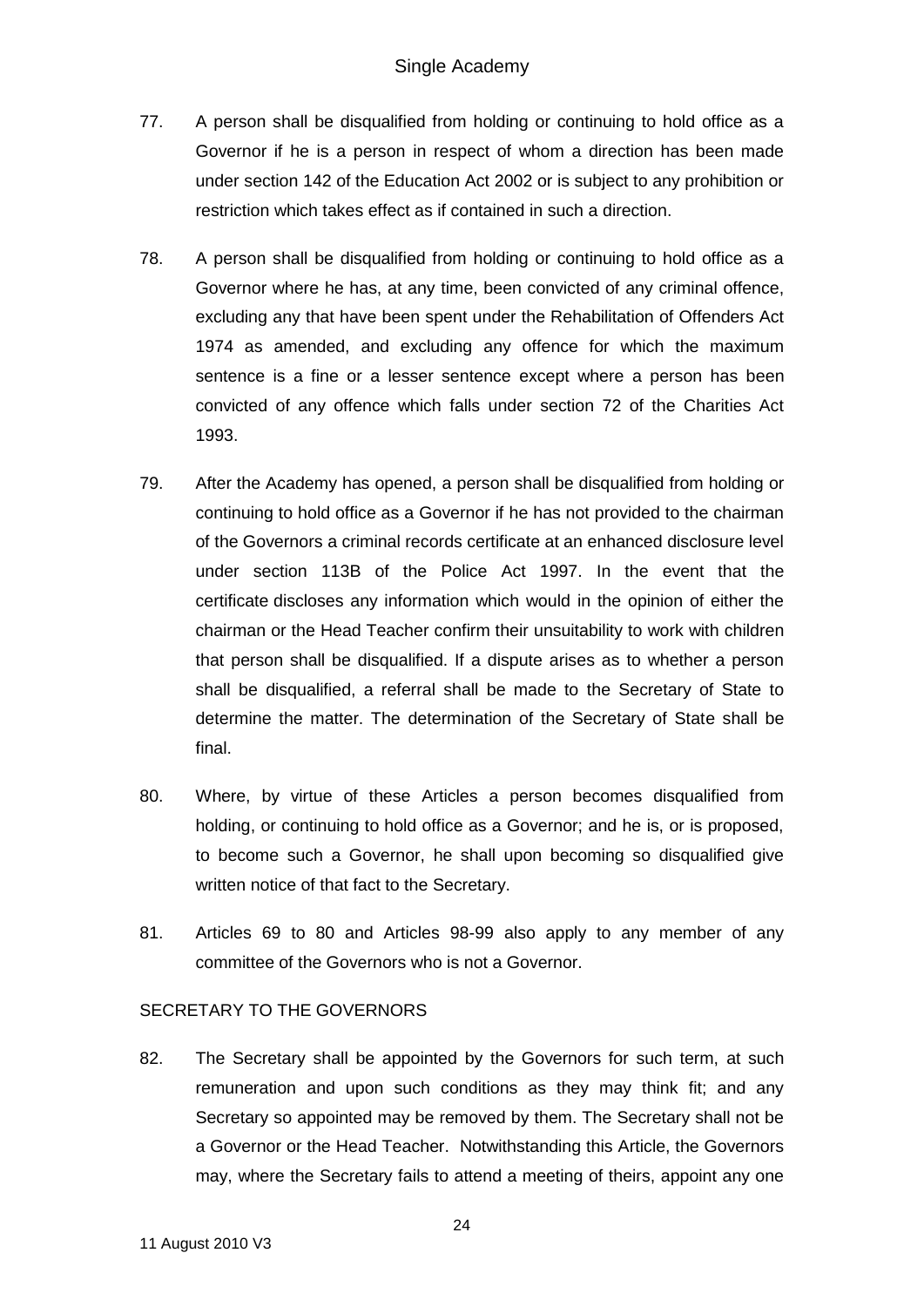77. A person shall be disqualified from holding or continuing to hold office as a Governor if he is a person in respect of whom a direction has been made under section 142 of the Education Act 2002 or is subject to any prohibition or restriction which takes effect as if contained in such a direction.

78. A person shall be disqualified from holding or continuing to hold office as a Governor where he has, at any time, been convicted of any criminal offence, excluding any that have been spent under the Rehabilitation of Offenders Act 1974 as amended, and excluding any offence for which the maximum sentence is a fine or a lesser sentence except where a person has been convicted of any offence which falls under section 72 of the Charities Act 1993.

79. After the Academy has opened, a person shall be disqualified from holding or continuing to hold office as a Governor if he has not provided to the chairman of the Governors a criminal records certificate at an enhanced disclosure level under section 113B of the Police Act 1997. In the event that the certificate discloses any information which would in the opinion of either the chairman or the Head Teacher confirm their unsuitability to work with children that person shall be disqualified. If a dispute arises as to whether a person shall be disqualified, a referral shall be made to the Secretary of State to determine the matter. The determination of the Secretary of State shall be final.

80. Where, by virtue of these Articles a person becomes disqualified from holding, or continuing to hold office as a Governor; and he is, or is proposed, to become such a Governor, he shall upon becoming so disqualified give written notice of that fact to the Secretary.

81. Articles 69 to 80 and Articles 98-99 also apply to any member of any committee of the Governors who is not a Governor.

## SECRETARY TO THE GOVERNORS

82. The Secretary shall be appointed by the Governors for such term, at such remuneration and upon such conditions as they may think fit; and any Secretary so appointed may be removed by them. The Secretary shall not be a Governor or the Head Teacher. Notwithstanding this Article, the Governors may, where the Secretary fails to attend a meeting of theirs, appoint any one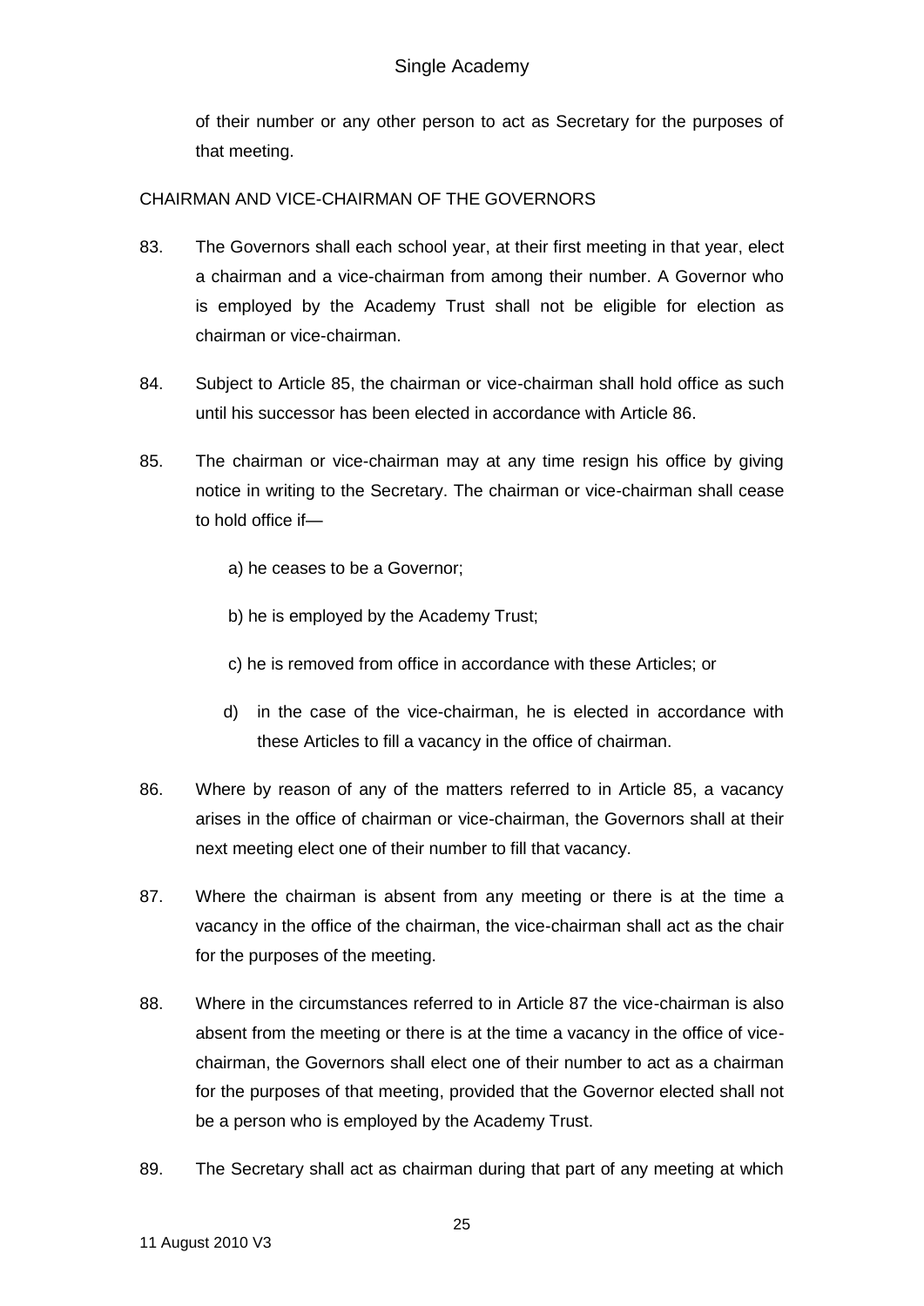of their number or any other person to act as Secretary for the purposes of that meeting.

CHAIRMAN AND VICE-CHAIRMAN OF THE GOVERNORS

83. The Governors shall each school year, at their first meeting in that year, elect a chairman and a vice-chairman from among their number. A Governor who is employed by the Academy Trust shall not be eligible for election as chairman or vice-chairman.

84. Subject to Article 85, the chairman or vice-chairman shall hold office as such until his successor has been elected in accordance with Article 86.

85. The chairman or vice-chairman may at any time resign his office by giving notice in writing to the Secretary. The chairman or vice-chairman shall cease to hold office if—

    a) he ceases to be a Governor;

    b) he is employed by the Academy Trust;

    c) he is removed from office in accordance with these Articles; or

    d) in the case of the vice-chairman, he is elected in accordance with these Articles to fill a vacancy in the office of chairman.

86. Where by reason of any of the matters referred to in Article 85, a vacancy arises in the office of chairman or vice-chairman, the Governors shall at their next meeting elect one of their number to fill that vacancy.

87. Where the chairman is absent from any meeting or there is at the time a vacancy in the office of the chairman, the vice-chairman shall act as the chair for the purposes of the meeting.

88. Where in the circumstances referred to in Article 87 the vice-chairman is also absent from the meeting or there is at the time a vacancy in the office of vice-chairman, the Governors shall elect one of their number to act as a chairman for the purposes of that meeting, provided that the Governor elected shall not be a person who is employed by the Academy Trust.

89. The Secretary shall act as chairman during that part of any meeting at which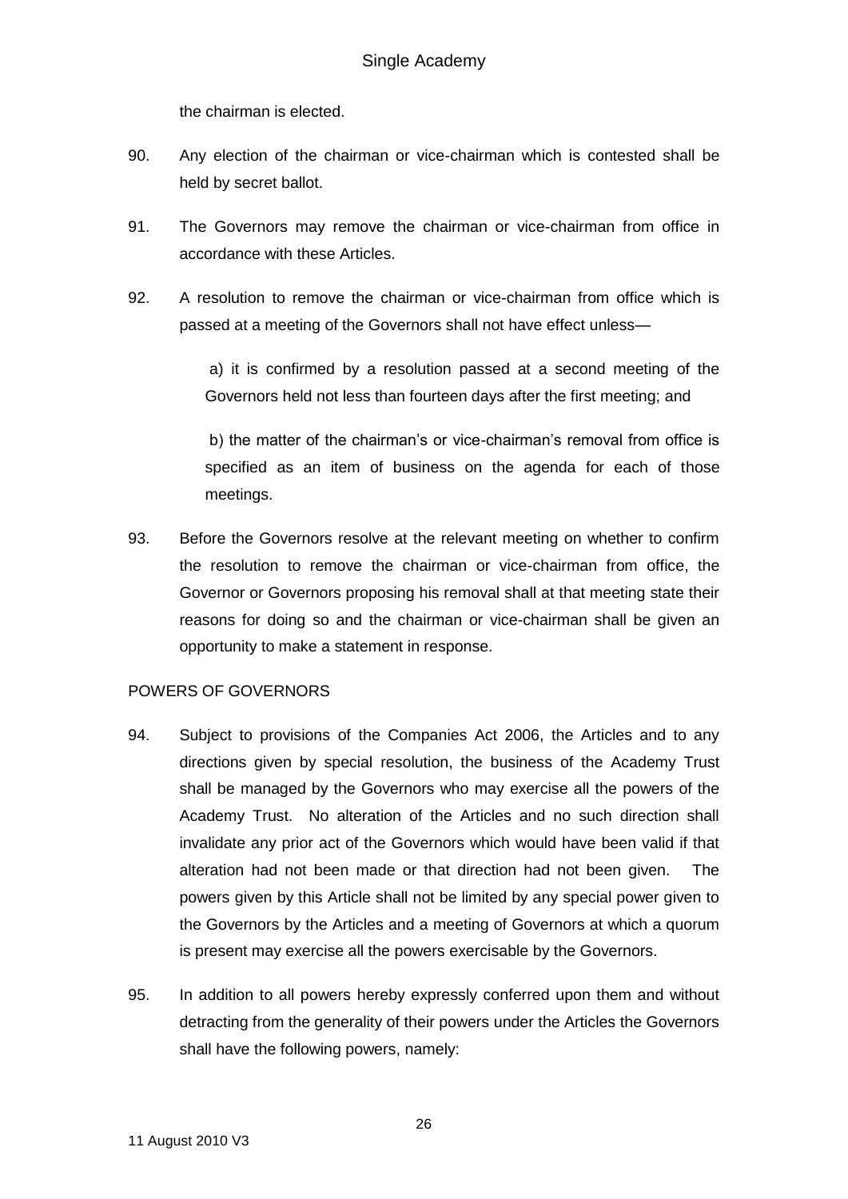the chairman is elected.

90. Any election of the chairman or vice-chairman which is contested shall be held by secret ballot.

91. The Governors may remove the chairman or vice-chairman from office in accordance with these Articles.

92. A resolution to remove the chairman or vice-chairman from office which is passed at a meeting of the Governors shall not have effect unless—

    a) it is confirmed by a resolution passed at a second meeting of the Governors held not less than fourteen days after the first meeting; and

    b) the matter of the chairman's or vice-chairman's removal from office is specified as an item of business on the agenda for each of those meetings.

93. Before the Governors resolve at the relevant meeting on whether to confirm the resolution to remove the chairman or vice-chairman from office, the Governor or Governors proposing his removal shall at that meeting state their reasons for doing so and the chairman or vice-chairman shall be given an opportunity to make a statement in response.

POWERS OF GOVERNORS

94. Subject to provisions of the Companies Act 2006, the Articles and to any directions given by special resolution, the business of the Academy Trust shall be managed by the Governors who may exercise all the powers of the Academy Trust. No alteration of the Articles and no such direction shall invalidate any prior act of the Governors which would have been valid if that alteration had not been made or that direction had not been given. The powers given by this Article shall not be limited by any special power given to the Governors by the Articles and a meeting of Governors at which a quorum is present may exercise all the powers exercisable by the Governors.

95. In addition to all powers hereby expressly conferred upon them and without detracting from the generality of their powers under the Articles the Governors shall have the following powers, namely: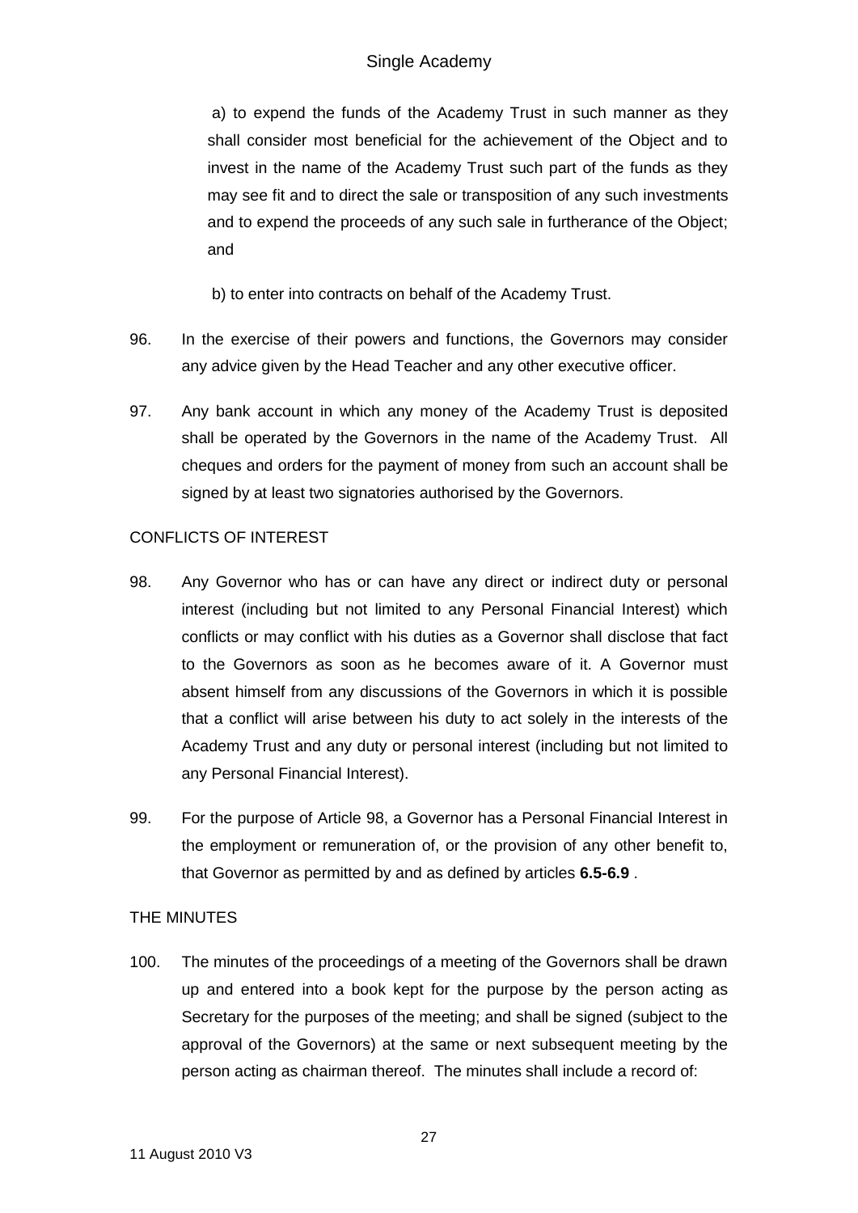a) to expend the funds of the Academy Trust in such manner as they shall consider most beneficial for the achievement of the Object and to invest in the name of the Academy Trust such part of the funds as they may see fit and to direct the sale or transposition of any such investments and to expend the proceeds of any such sale in furtherance of the Object; and

b) to enter into contracts on behalf of the Academy Trust.

96. In the exercise of their powers and functions, the Governors may consider any advice given by the Head Teacher and any other executive officer.

97. Any bank account in which any money of the Academy Trust is deposited shall be operated by the Governors in the name of the Academy Trust. All cheques and orders for the payment of money from such an account shall be signed by at least two signatories authorised by the Governors.

CONFLICTS OF INTEREST

98. Any Governor who has or can have any direct or indirect duty or personal interest (including but not limited to any Personal Financial Interest) which conflicts or may conflict with his duties as a Governor shall disclose that fact to the Governors as soon as he becomes aware of it. A Governor must absent himself from any discussions of the Governors in which it is possible that a conflict will arise between his duty to act solely in the interests of the Academy Trust and any duty or personal interest (including but not limited to any Personal Financial Interest).

99. For the purpose of Article 98, a Governor has a Personal Financial Interest in the employment or remuneration of, or the provision of any other benefit to, that Governor as permitted by and as defined by articles **6.5-6.9** .

THE MINUTES

100. The minutes of the proceedings of a meeting of the Governors shall be drawn up and entered into a book kept for the purpose by the person acting as Secretary for the purposes of the meeting; and shall be signed (subject to the approval of the Governors) at the same or next subsequent meeting by the person acting as chairman thereof. The minutes shall include a record of: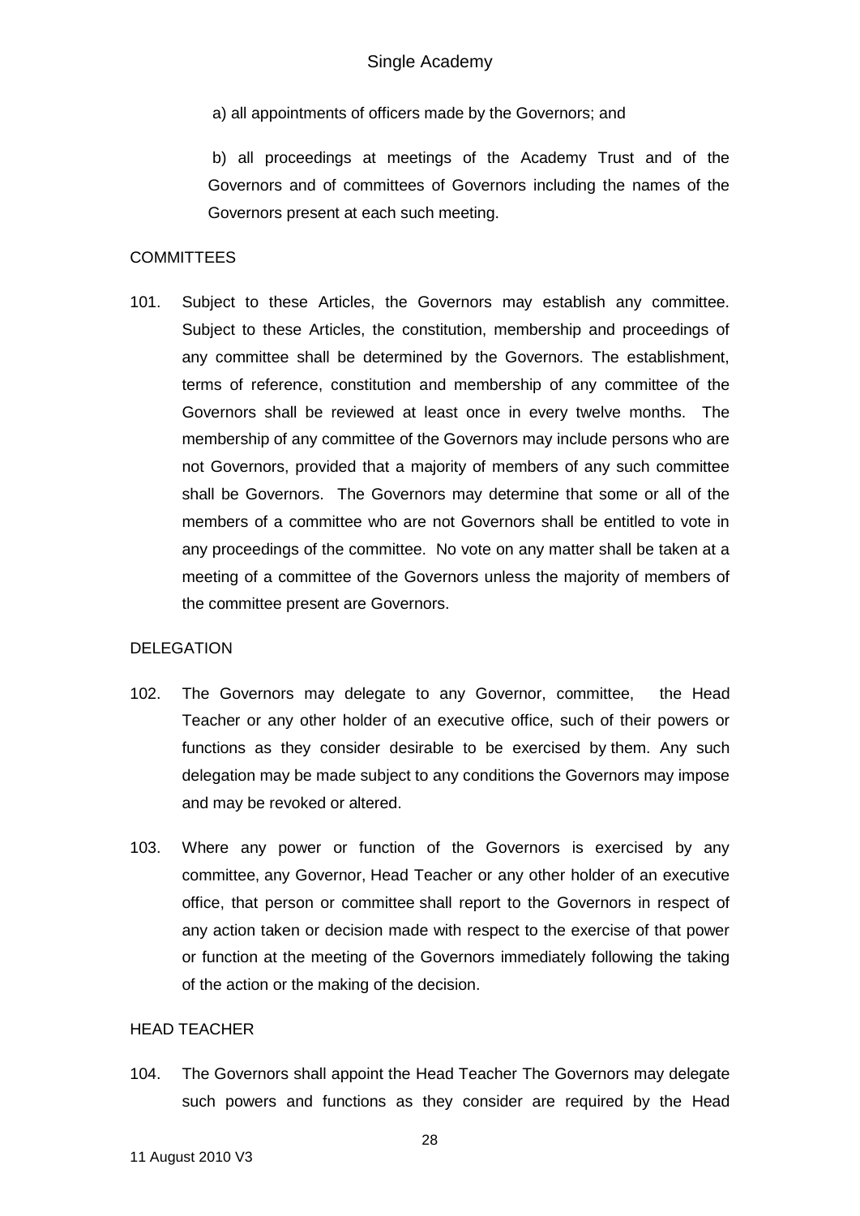a) all appointments of officers made by the Governors; and

b) all proceedings at meetings of the Academy Trust and of the Governors and of committees of Governors including the names of the Governors present at each such meeting.

## COMMITTEES

101. Subject to these Articles, the Governors may establish any committee. Subject to these Articles, the constitution, membership and proceedings of any committee shall be determined by the Governors. The establishment, terms of reference, constitution and membership of any committee of the Governors shall be reviewed at least once in every twelve months. The membership of any committee of the Governors may include persons who are not Governors, provided that a majority of members of any such committee shall be Governors. The Governors may determine that some or all of the members of a committee who are not Governors shall be entitled to vote in any proceedings of the committee. No vote on any matter shall be taken at a meeting of a committee of the Governors unless the majority of members of the committee present are Governors.

## DELEGATION

102. The Governors may delegate to any Governor, committee, the Head Teacher or any other holder of an executive office, such of their powers or functions as they consider desirable to be exercised by them. Any such delegation may be made subject to any conditions the Governors may impose and may be revoked or altered.

103. Where any power or function of the Governors is exercised by any committee, any Governor, Head Teacher or any other holder of an executive office, that person or committee shall report to the Governors in respect of any action taken or decision made with respect to the exercise of that power or function at the meeting of the Governors immediately following the taking of the action or the making of the decision.

## HEAD TEACHER

104. The Governors shall appoint the Head Teacher The Governors may delegate such powers and functions as they consider are required by the Head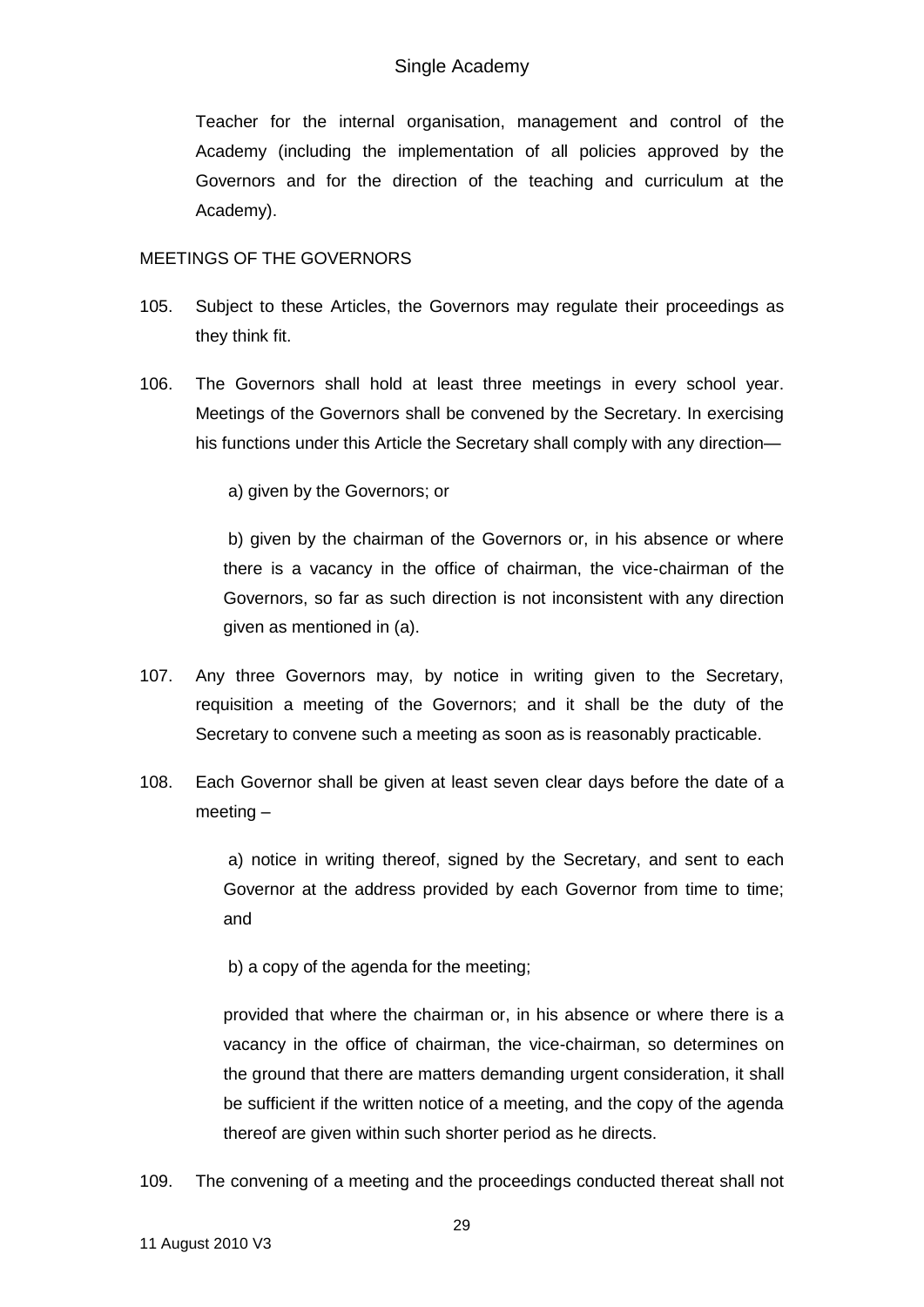Teacher for the internal organisation, management and control of the Academy (including the implementation of all policies approved by the Governors and for the direction of the teaching and curriculum at the Academy).

MEETINGS OF THE GOVERNORS

105. Subject to these Articles, the Governors may regulate their proceedings as they think fit.

106. The Governors shall hold at least three meetings in every school year. Meetings of the Governors shall be convened by the Secretary. In exercising his functions under this Article the Secretary shall comply with any direction—

    a) given by the Governors; or

    b) given by the chairman of the Governors or, in his absence or where there is a vacancy in the office of chairman, the vice-chairman of the Governors, so far as such direction is not inconsistent with any direction given as mentioned in (a).

107. Any three Governors may, by notice in writing given to the Secretary, requisition a meeting of the Governors; and it shall be the duty of the Secretary to convene such a meeting as soon as is reasonably practicable.

108. Each Governor shall be given at least seven clear days before the date of a meeting –

    a) notice in writing thereof, signed by the Secretary, and sent to each Governor at the address provided by each Governor from time to time; and

    b) a copy of the agenda for the meeting;

    provided that where the chairman or, in his absence or where there is a vacancy in the office of chairman, the vice-chairman, so determines on the ground that there are matters demanding urgent consideration, it shall be sufficient if the written notice of a meeting, and the copy of the agenda thereof are given within such shorter period as he directs.

109. The convening of a meeting and the proceedings conducted thereat shall not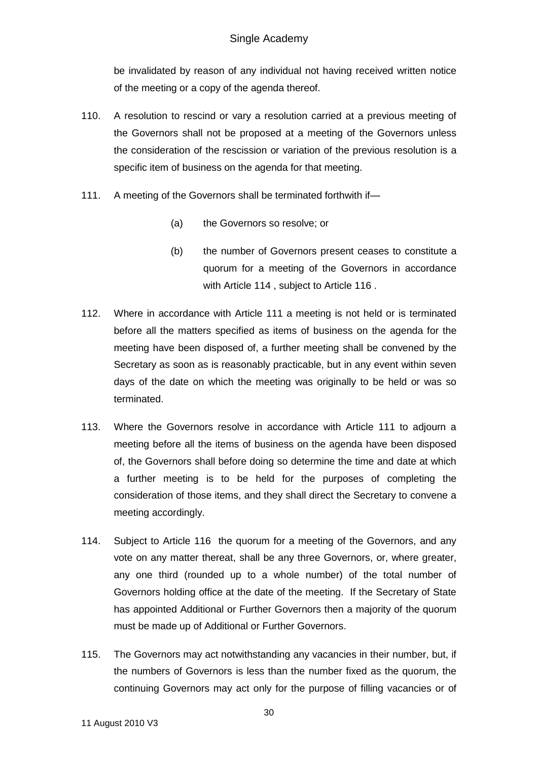be invalidated by reason of any individual not having received written notice of the meeting or a copy of the agenda thereof.

110. A resolution to rescind or vary a resolution carried at a previous meeting of the Governors shall not be proposed at a meeting of the Governors unless the consideration of the rescission or variation of the previous resolution is a specific item of business on the agenda for that meeting.

111. A meeting of the Governors shall be terminated forthwith if—

  (a) the Governors so resolve; or

  (b) the number of Governors present ceases to constitute a quorum for a meeting of the Governors in accordance with Article 114 , subject to Article 116 .

112. Where in accordance with Article 111 a meeting is not held or is terminated before all the matters specified as items of business on the agenda for the meeting have been disposed of, a further meeting shall be convened by the Secretary as soon as is reasonably practicable, but in any event within seven days of the date on which the meeting was originally to be held or was so terminated.

113. Where the Governors resolve in accordance with Article 111 to adjourn a meeting before all the items of business on the agenda have been disposed of, the Governors shall before doing so determine the time and date at which a further meeting is to be held for the purposes of completing the consideration of those items, and they shall direct the Secretary to convene a meeting accordingly.

114. Subject to Article 116 the quorum for a meeting of the Governors, and any vote on any matter thereat, shall be any three Governors, or, where greater, any one third (rounded up to a whole number) of the total number of Governors holding office at the date of the meeting. If the Secretary of State has appointed Additional or Further Governors then a majority of the quorum must be made up of Additional or Further Governors.

115. The Governors may act notwithstanding any vacancies in their number, but, if the numbers of Governors is less than the number fixed as the quorum, the continuing Governors may act only for the purpose of filling vacancies or of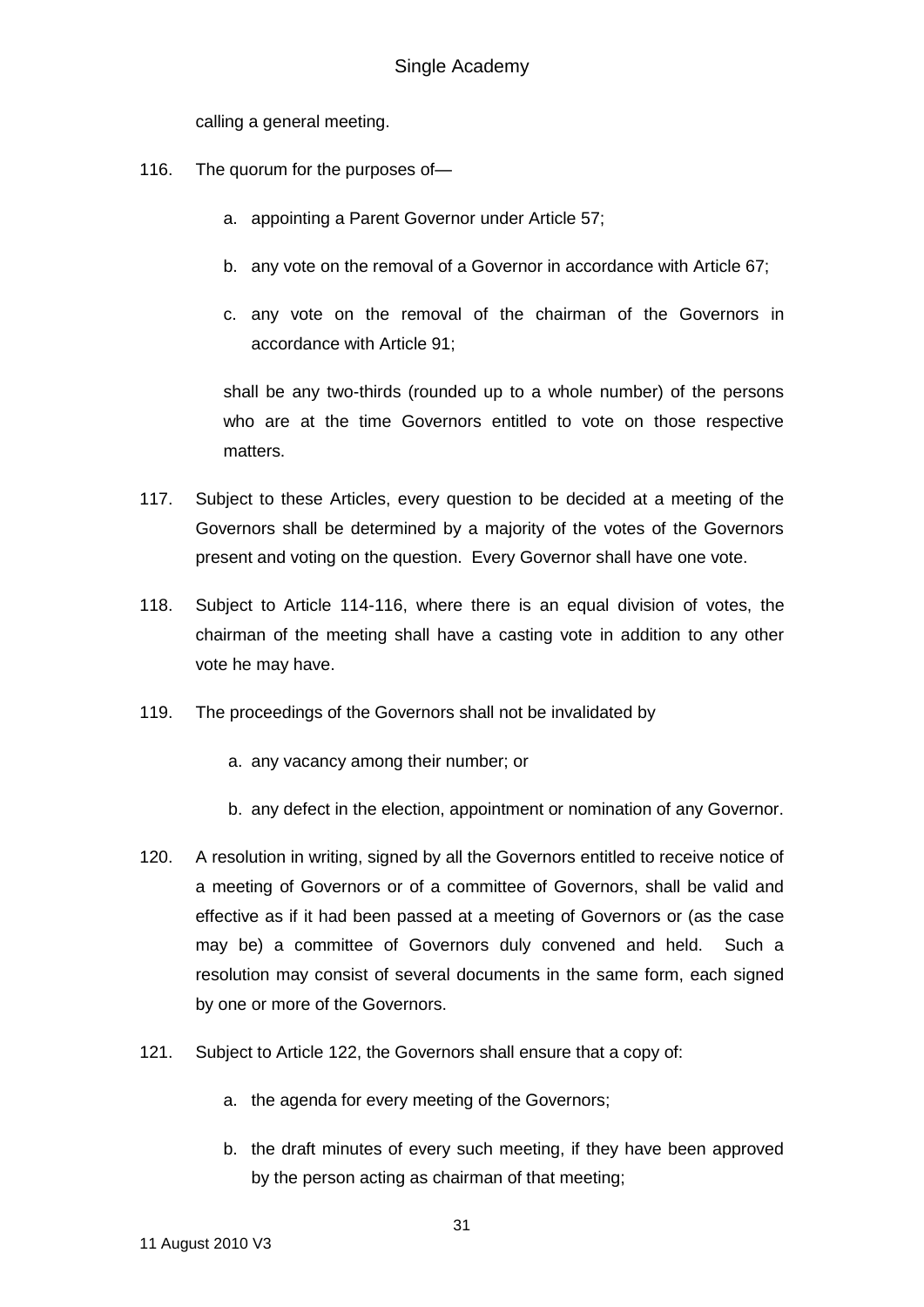calling a general meeting.

116. The quorum for the purposes of—

   a. appointing a Parent Governor under Article 57;

   b. any vote on the removal of a Governor in accordance with Article 67;

   c. any vote on the removal of the chairman of the Governors in accordance with Article 91;

   shall be any two-thirds (rounded up to a whole number) of the persons who are at the time Governors entitled to vote on those respective matters.

117. Subject to these Articles, every question to be decided at a meeting of the Governors shall be determined by a majority of the votes of the Governors present and voting on the question. Every Governor shall have one vote.

118. Subject to Article 114-116, where there is an equal division of votes, the chairman of the meeting shall have a casting vote in addition to any other vote he may have.

119. The proceedings of the Governors shall not be invalidated by

   a. any vacancy among their number; or

   b. any defect in the election, appointment or nomination of any Governor.

120. A resolution in writing, signed by all the Governors entitled to receive notice of a meeting of Governors or of a committee of Governors, shall be valid and effective as if it had been passed at a meeting of Governors or (as the case may be) a committee of Governors duly convened and held. Such a resolution may consist of several documents in the same form, each signed by one or more of the Governors.

121. Subject to Article 122, the Governors shall ensure that a copy of:

   a. the agenda for every meeting of the Governors;

   b. the draft minutes of every such meeting, if they have been approved by the person acting as chairman of that meeting;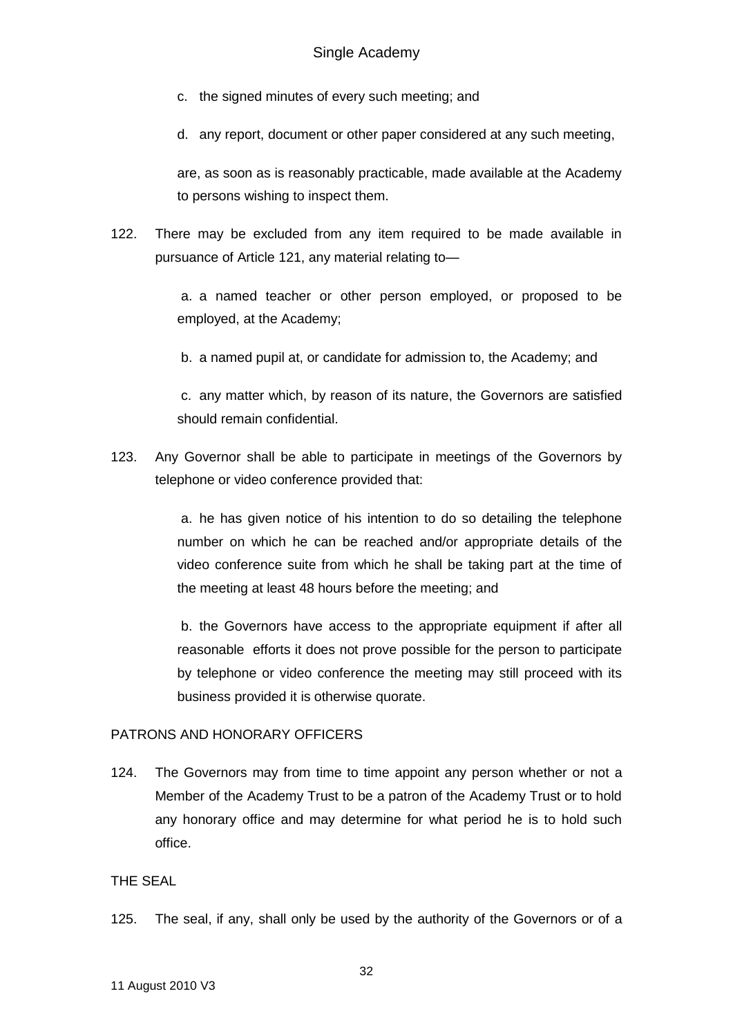c. the signed minutes of every such meeting; and

d. any report, document or other paper considered at any such meeting,

are, as soon as is reasonably practicable, made available at the Academy to persons wishing to inspect them.

122. There may be excluded from any item required to be made available in pursuance of Article 121, any material relating to—

   a. a named teacher or other person employed, or proposed to be employed, at the Academy;

   b. a named pupil at, or candidate for admission to, the Academy; and

   c. any matter which, by reason of its nature, the Governors are satisfied should remain confidential.

123. Any Governor shall be able to participate in meetings of the Governors by telephone or video conference provided that:

   a. he has given notice of his intention to do so detailing the telephone number on which he can be reached and/or appropriate details of the video conference suite from which he shall be taking part at the time of the meeting at least 48 hours before the meeting; and

   b. the Governors have access to the appropriate equipment if after all reasonable efforts it does not prove possible for the person to participate by telephone or video conference the meeting may still proceed with its business provided it is otherwise quorate.

PATRONS AND HONORARY OFFICERS

124. The Governors may from time to time appoint any person whether or not a Member of the Academy Trust to be a patron of the Academy Trust or to hold any honorary office and may determine for what period he is to hold such office.

THE SEAL

125. The seal, if any, shall only be used by the authority of the Governors or of a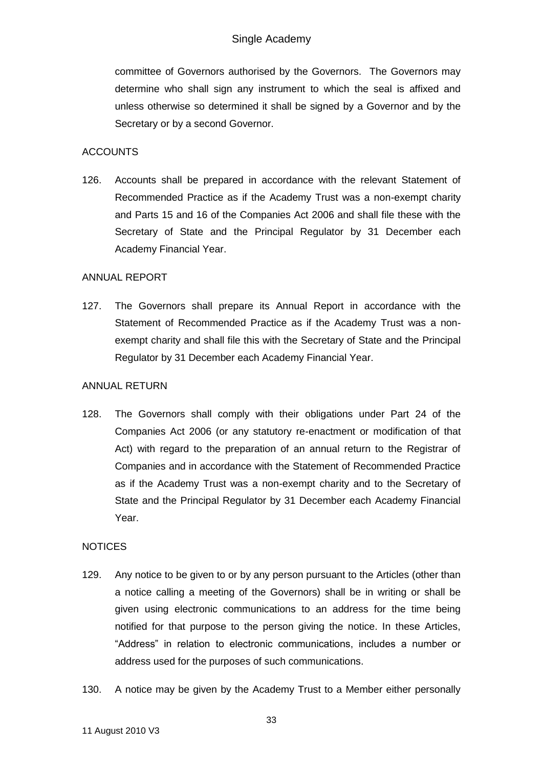committee of Governors authorised by the Governors. The Governors may determine who shall sign any instrument to which the seal is affixed and unless otherwise so determined it shall be signed by a Governor and by the Secretary or by a second Governor.

ACCOUNTS

126. Accounts shall be prepared in accordance with the relevant Statement of Recommended Practice as if the Academy Trust was a non-exempt charity and Parts 15 and 16 of the Companies Act 2006 and shall file these with the Secretary of State and the Principal Regulator by 31 December each Academy Financial Year.

ANNUAL REPORT

127. The Governors shall prepare its Annual Report in accordance with the Statement of Recommended Practice as if the Academy Trust was a non-exempt charity and shall file this with the Secretary of State and the Principal Regulator by 31 December each Academy Financial Year.

ANNUAL RETURN

128. The Governors shall comply with their obligations under Part 24 of the Companies Act 2006 (or any statutory re-enactment or modification of that Act) with regard to the preparation of an annual return to the Registrar of Companies and in accordance with the Statement of Recommended Practice as if the Academy Trust was a non-exempt charity and to the Secretary of State and the Principal Regulator by 31 December each Academy Financial Year.

NOTICES

129. Any notice to be given to or by any person pursuant to the Articles (other than a notice calling a meeting of the Governors) shall be in writing or shall be given using electronic communications to an address for the time being notified for that purpose to the person giving the notice. In these Articles, "Address" in relation to electronic communications, includes a number or address used for the purposes of such communications.

130. A notice may be given by the Academy Trust to a Member either personally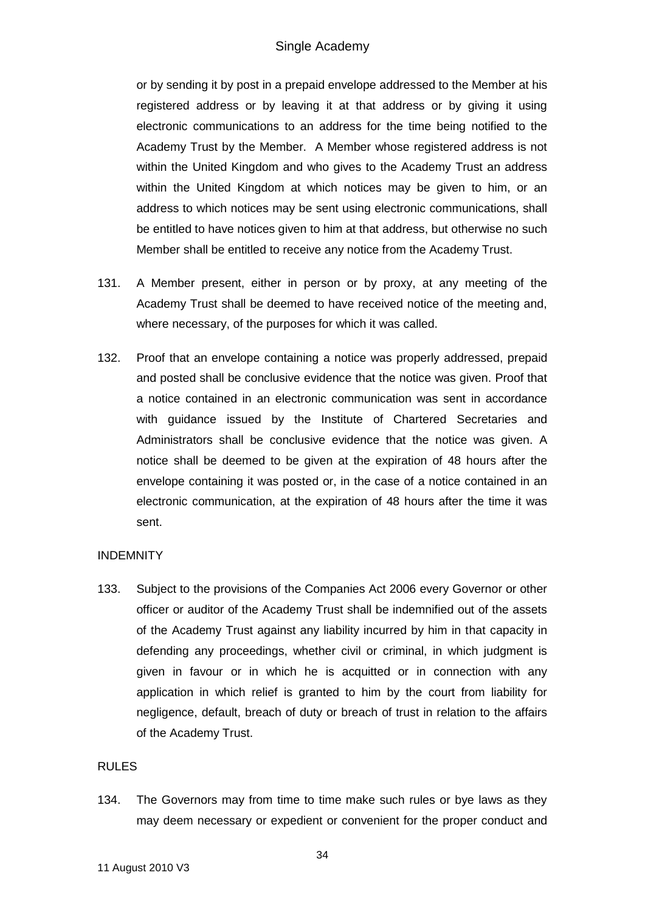or by sending it by post in a prepaid envelope addressed to the Member at his registered address or by leaving it at that address or by giving it using electronic communications to an address for the time being notified to the Academy Trust by the Member. A Member whose registered address is not within the United Kingdom and who gives to the Academy Trust an address within the United Kingdom at which notices may be given to him, or an address to which notices may be sent using electronic communications, shall be entitled to have notices given to him at that address, but otherwise no such Member shall be entitled to receive any notice from the Academy Trust.

131. A Member present, either in person or by proxy, at any meeting of the Academy Trust shall be deemed to have received notice of the meeting and, where necessary, of the purposes for which it was called.

132. Proof that an envelope containing a notice was properly addressed, prepaid and posted shall be conclusive evidence that the notice was given. Proof that a notice contained in an electronic communication was sent in accordance with guidance issued by the Institute of Chartered Secretaries and Administrators shall be conclusive evidence that the notice was given. A notice shall be deemed to be given at the expiration of 48 hours after the envelope containing it was posted or, in the case of a notice contained in an electronic communication, at the expiration of 48 hours after the time it was sent.

## INDEMNITY

133. Subject to the provisions of the Companies Act 2006 every Governor or other officer or auditor of the Academy Trust shall be indemnified out of the assets of the Academy Trust against any liability incurred by him in that capacity in defending any proceedings, whether civil or criminal, in which judgment is given in favour or in which he is acquitted or in connection with any application in which relief is granted to him by the court from liability for negligence, default, breach of duty or breach of trust in relation to the affairs of the Academy Trust.

## RULES

134. The Governors may from time to time make such rules or bye laws as they may deem necessary or expedient or convenient for the proper conduct and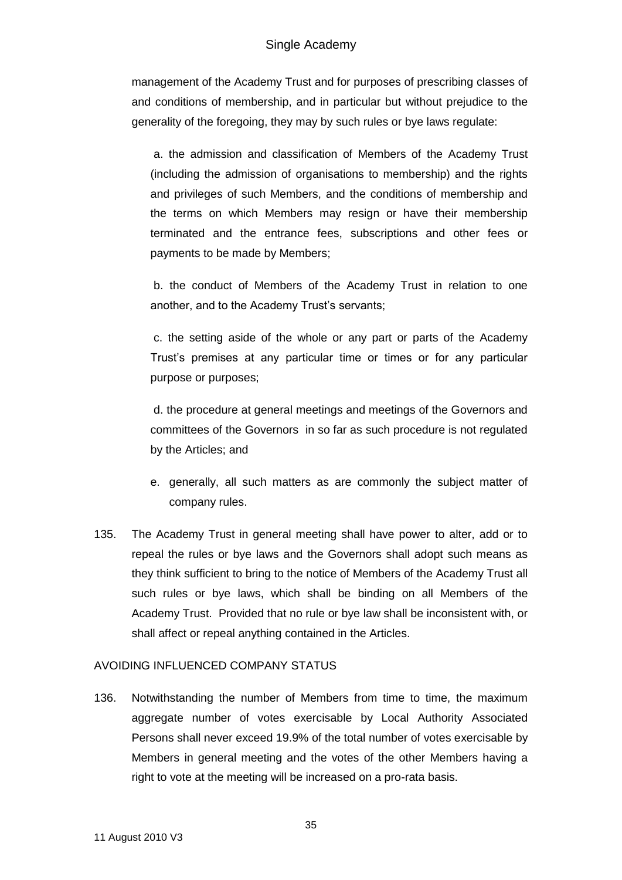management of the Academy Trust and for purposes of prescribing classes of and conditions of membership, and in particular but without prejudice to the generality of the foregoing, they may by such rules or bye laws regulate:

a. the admission and classification of Members of the Academy Trust (including the admission of organisations to membership) and the rights and privileges of such Members, and the conditions of membership and the terms on which Members may resign or have their membership terminated and the entrance fees, subscriptions and other fees or payments to be made by Members;

b. the conduct of Members of the Academy Trust in relation to one another, and to the Academy Trust's servants;

c. the setting aside of the whole or any part or parts of the Academy Trust's premises at any particular time or times or for any particular purpose or purposes;

d. the procedure at general meetings and meetings of the Governors and committees of the Governors in so far as such procedure is not regulated by the Articles; and

e. generally, all such matters as are commonly the subject matter of company rules.

135. The Academy Trust in general meeting shall have power to alter, add or to repeal the rules or bye laws and the Governors shall adopt such means as they think sufficient to bring to the notice of Members of the Academy Trust all such rules or bye laws, which shall be binding on all Members of the Academy Trust. Provided that no rule or bye law shall be inconsistent with, or shall affect or repeal anything contained in the Articles.

AVOIDING INFLUENCED COMPANY STATUS

136. Notwithstanding the number of Members from time to time, the maximum aggregate number of votes exercisable by Local Authority Associated Persons shall never exceed 19.9% of the total number of votes exercisable by Members in general meeting and the votes of the other Members having a right to vote at the meeting will be increased on a pro-rata basis.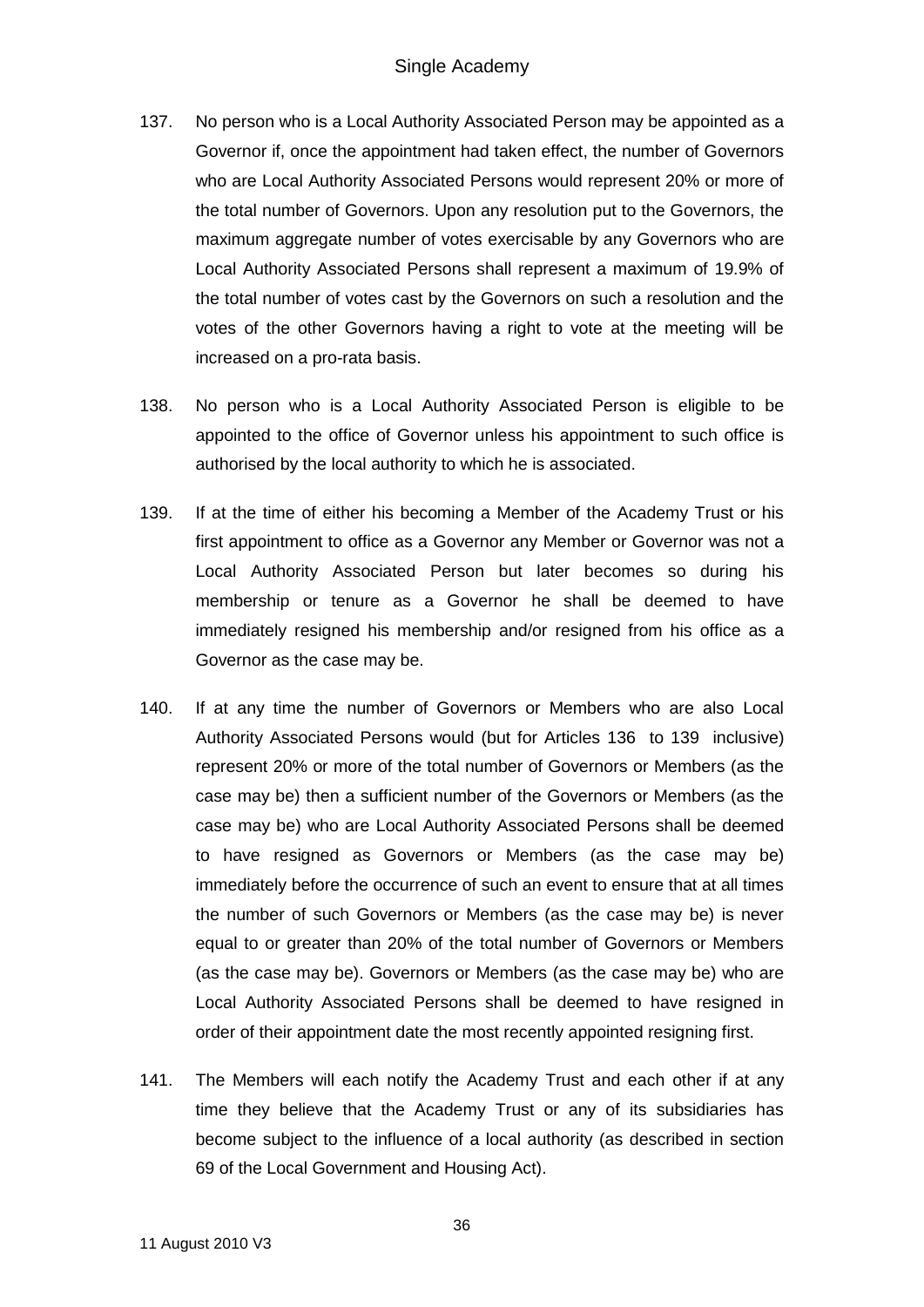137. No person who is a Local Authority Associated Person may be appointed as a Governor if, once the appointment had taken effect, the number of Governors who are Local Authority Associated Persons would represent 20% or more of the total number of Governors. Upon any resolution put to the Governors, the maximum aggregate number of votes exercisable by any Governors who are Local Authority Associated Persons shall represent a maximum of 19.9% of the total number of votes cast by the Governors on such a resolution and the votes of the other Governors having a right to vote at the meeting will be increased on a pro-rata basis.

138. No person who is a Local Authority Associated Person is eligible to be appointed to the office of Governor unless his appointment to such office is authorised by the local authority to which he is associated.

139. If at the time of either his becoming a Member of the Academy Trust or his first appointment to office as a Governor any Member or Governor was not a Local Authority Associated Person but later becomes so during his membership or tenure as a Governor he shall be deemed to have immediately resigned his membership and/or resigned from his office as a Governor as the case may be.

140. If at any time the number of Governors or Members who are also Local Authority Associated Persons would (but for Articles 136 to 139 inclusive) represent 20% or more of the total number of Governors or Members (as the case may be) then a sufficient number of the Governors or Members (as the case may be) who are Local Authority Associated Persons shall be deemed to have resigned as Governors or Members (as the case may be) immediately before the occurrence of such an event to ensure that at all times the number of such Governors or Members (as the case may be) is never equal to or greater than 20% of the total number of Governors or Members (as the case may be). Governors or Members (as the case may be) who are Local Authority Associated Persons shall be deemed to have resigned in order of their appointment date the most recently appointed resigning first.

141. The Members will each notify the Academy Trust and each other if at any time they believe that the Academy Trust or any of its subsidiaries has become subject to the influence of a local authority (as described in section 69 of the Local Government and Housing Act).